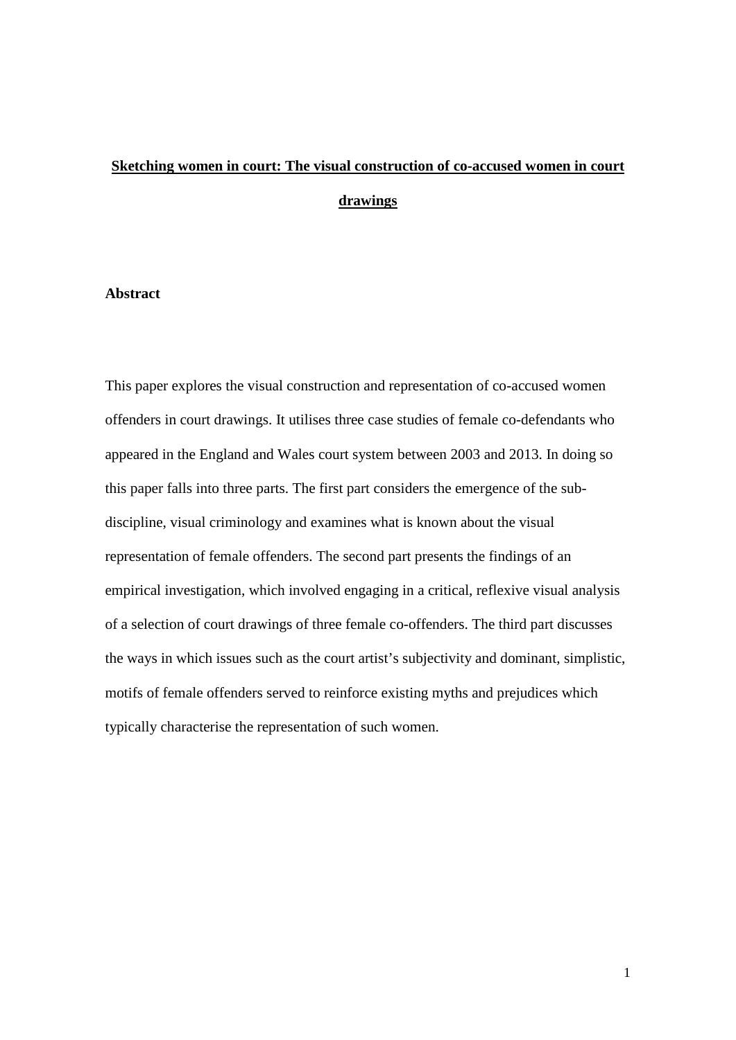# Sketching women in court: The visual construction of co-accused women in court drawings

## Abstract

This paper explores the visual construction and representation of co-accused women offenders in court drawings. It utilises three case studies of female co-defendants who appeared in the England and Wales court system between 2003 and 2013. In doing so this paper falls into three parts. The first part considers the emergence of the sub-discipline, visual criminology and examines what is known about the visual representation of female offenders. The second part presents the findings of an empirical investigation, which involved engaging in a critical, reflexive visual analysis of a selection of court drawings of three female co-offenders. The third part discusses the ways in which issues such as the court artist's subjectivity and dominant, simplistic, motifs of female offenders served to reinforce existing myths and prejudices which typically characterise the representation of such women.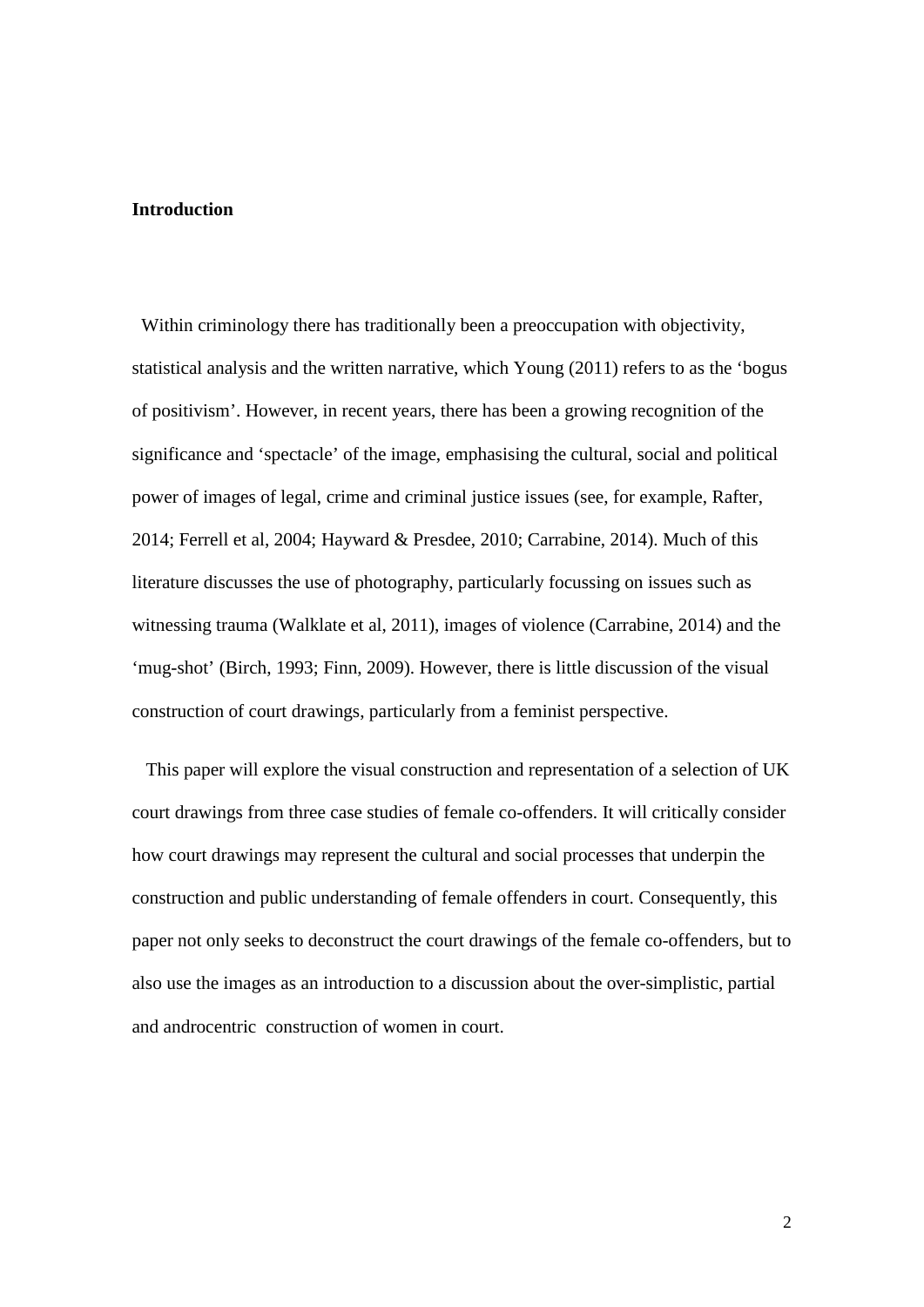**Introduction**

Within criminology there has traditionally been a preoccupation with objectivity, statistical analysis and the written narrative, which Young (2011) refers to as the 'bogus of positivism'. However, in recent years, there has been a growing recognition of the significance and 'spectacle' of the image, emphasising the cultural, social and political power of images of legal, crime and criminal justice issues (see, for example, Rafter, 2014; Ferrell et al, 2004; Hayward & Presdee, 2010; Carrabine, 2014). Much of this literature discusses the use of photography, particularly focussing on issues such as witnessing trauma (Walklate et al, 2011), images of violence (Carrabine, 2014) and the 'mug-shot' (Birch, 1993; Finn, 2009). However, there is little discussion of the visual construction of court drawings, particularly from a feminist perspective.

This paper will explore the visual construction and representation of a selection of UK court drawings from three case studies of female co-offenders. It will critically consider how court drawings may represent the cultural and social processes that underpin the construction and public understanding of female offenders in court. Consequently, this paper not only seeks to deconstruct the court drawings of the female co-offenders, but to also use the images as an introduction to a discussion about the over-simplistic, partial and androcentric construction of women in court.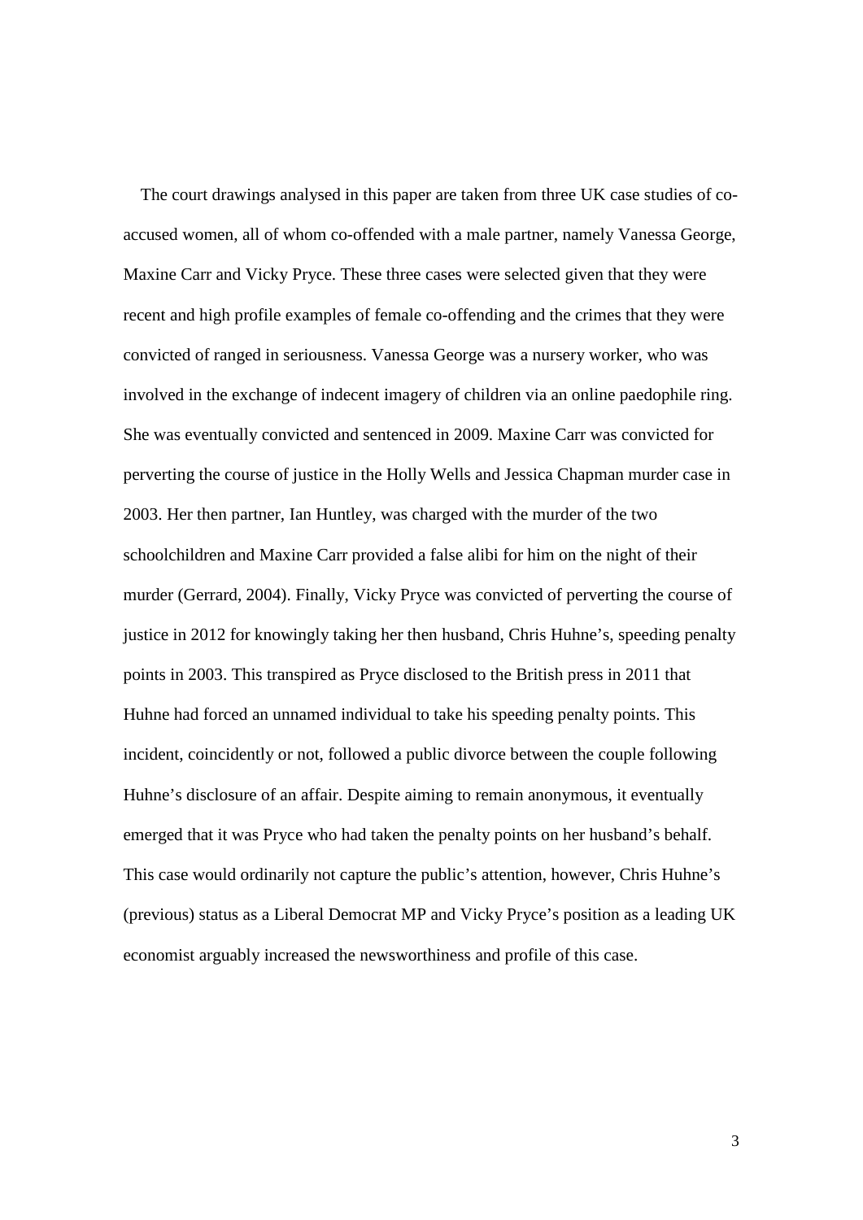The court drawings analysed in this paper are taken from three UK case studies of co-accused women, all of whom co-offended with a male partner, namely Vanessa George, Maxine Carr and Vicky Pryce. These three cases were selected given that they were recent and high profile examples of female co-offending and the crimes that they were convicted of ranged in seriousness. Vanessa George was a nursery worker, who was involved in the exchange of indecent imagery of children via an online paedophile ring. She was eventually convicted and sentenced in 2009. Maxine Carr was convicted for perverting the course of justice in the Holly Wells and Jessica Chapman murder case in 2003. Her then partner, Ian Huntley, was charged with the murder of the two schoolchildren and Maxine Carr provided a false alibi for him on the night of their murder (Gerrard, 2004). Finally, Vicky Pryce was convicted of perverting the course of justice in 2012 for knowingly taking her then husband, Chris Huhne's, speeding penalty points in 2003. This transpired as Pryce disclosed to the British press in 2011 that Huhne had forced an unnamed individual to take his speeding penalty points. This incident, coincidently or not, followed a public divorce between the couple following Huhne's disclosure of an affair. Despite aiming to remain anonymous, it eventually emerged that it was Pryce who had taken the penalty points on her husband's behalf. This case would ordinarily not capture the public's attention, however, Chris Huhne's (previous) status as a Liberal Democrat MP and Vicky Pryce's position as a leading UK economist arguably increased the newsworthiness and profile of this case.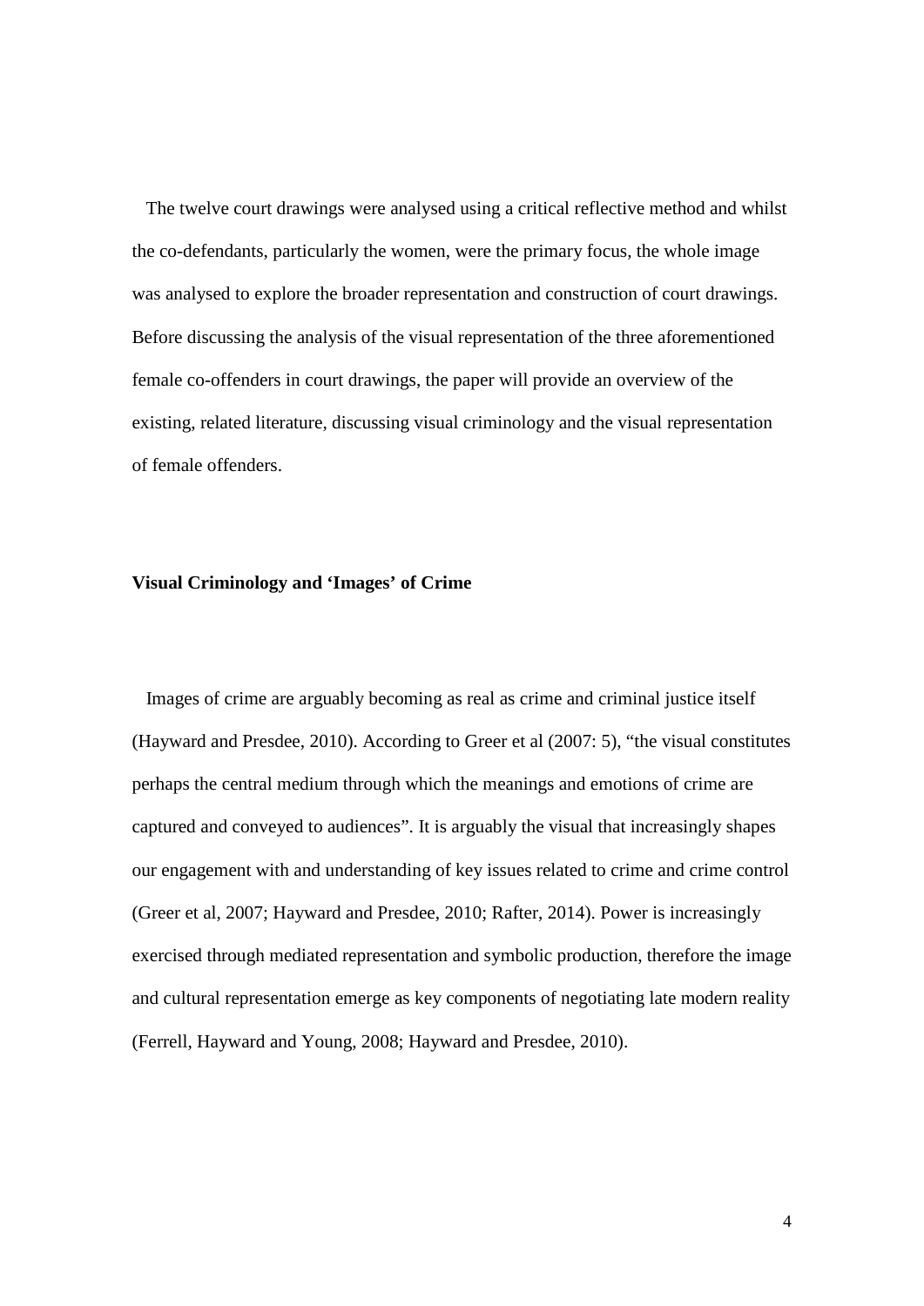The twelve court drawings were analysed using a critical reflective method and whilst the co-defendants, particularly the women, were the primary focus, the whole image was analysed to explore the broader representation and construction of court drawings. Before discussing the analysis of the visual representation of the three aforementioned female co-offenders in court drawings, the paper will provide an overview of the existing, related literature, discussing visual criminology and the visual representation of female offenders.

## Visual Criminology and 'Images' of Crime

Images of crime are arguably becoming as real as crime and criminal justice itself (Hayward and Presdee, 2010). According to Greer et al (2007: 5), "the visual constitutes perhaps the central medium through which the meanings and emotions of crime are captured and conveyed to audiences". It is arguably the visual that increasingly shapes our engagement with and understanding of key issues related to crime and crime control (Greer et al, 2007; Hayward and Presdee, 2010; Rafter, 2014). Power is increasingly exercised through mediated representation and symbolic production, therefore the image and cultural representation emerge as key components of negotiating late modern reality (Ferrell, Hayward and Young, 2008; Hayward and Presdee, 2010).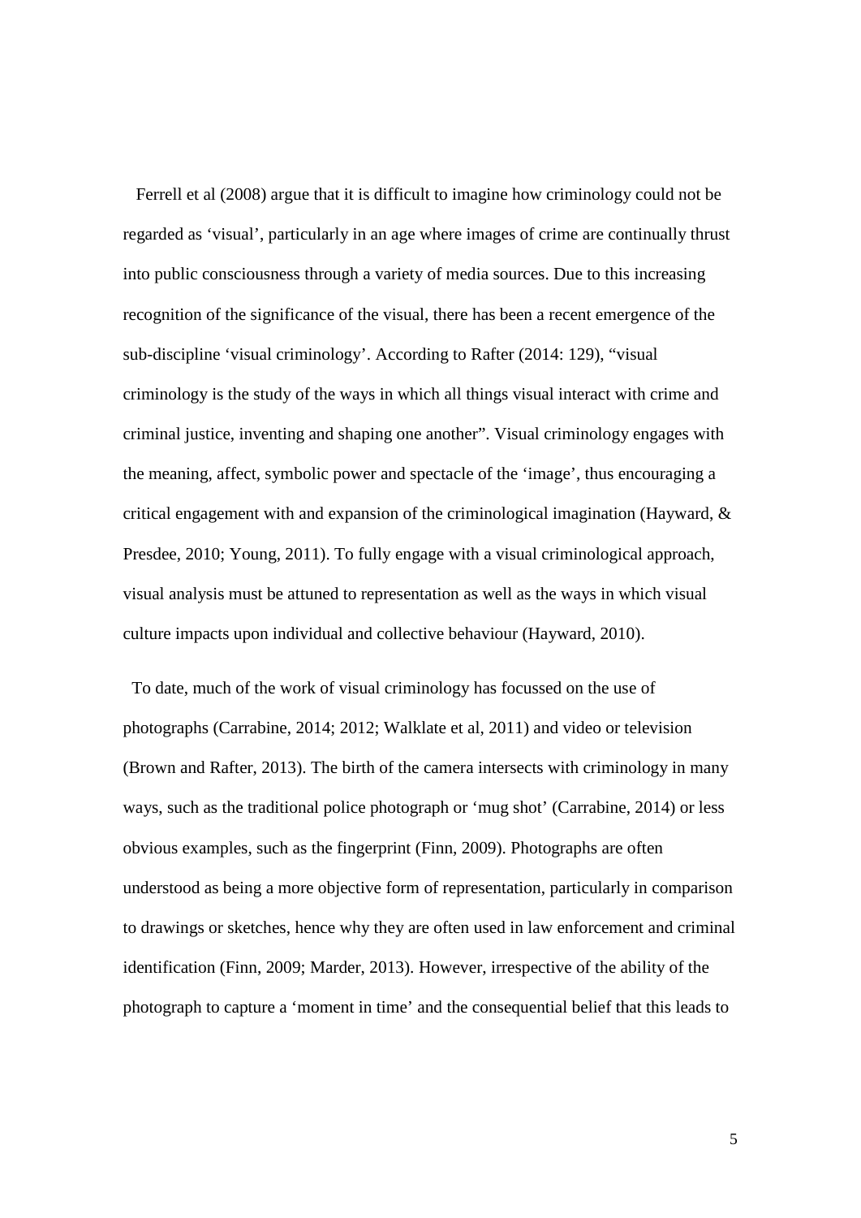Ferrell et al (2008) argue that it is difficult to imagine how criminology could not be regarded as 'visual', particularly in an age where images of crime are continually thrust into public consciousness through a variety of media sources. Due to this increasing recognition of the significance of the visual, there has been a recent emergence of the sub-discipline 'visual criminology'. According to Rafter (2014: 129), "visual criminology is the study of the ways in which all things visual interact with crime and criminal justice, inventing and shaping one another". Visual criminology engages with the meaning, affect, symbolic power and spectacle of the 'image', thus encouraging a critical engagement with and expansion of the criminological imagination (Hayward, & Presdee, 2010; Young, 2011). To fully engage with a visual criminological approach, visual analysis must be attuned to representation as well as the ways in which visual culture impacts upon individual and collective behaviour (Hayward, 2010).

To date, much of the work of visual criminology has focussed on the use of photographs (Carrabine, 2014; 2012; Walklate et al, 2011) and video or television (Brown and Rafter, 2013). The birth of the camera intersects with criminology in many ways, such as the traditional police photograph or 'mug shot' (Carrabine, 2014) or less obvious examples, such as the fingerprint (Finn, 2009). Photographs are often understood as being a more objective form of representation, particularly in comparison to drawings or sketches, hence why they are often used in law enforcement and criminal identification (Finn, 2009; Marder, 2013). However, irrespective of the ability of the photograph to capture a 'moment in time' and the consequential belief that this leads to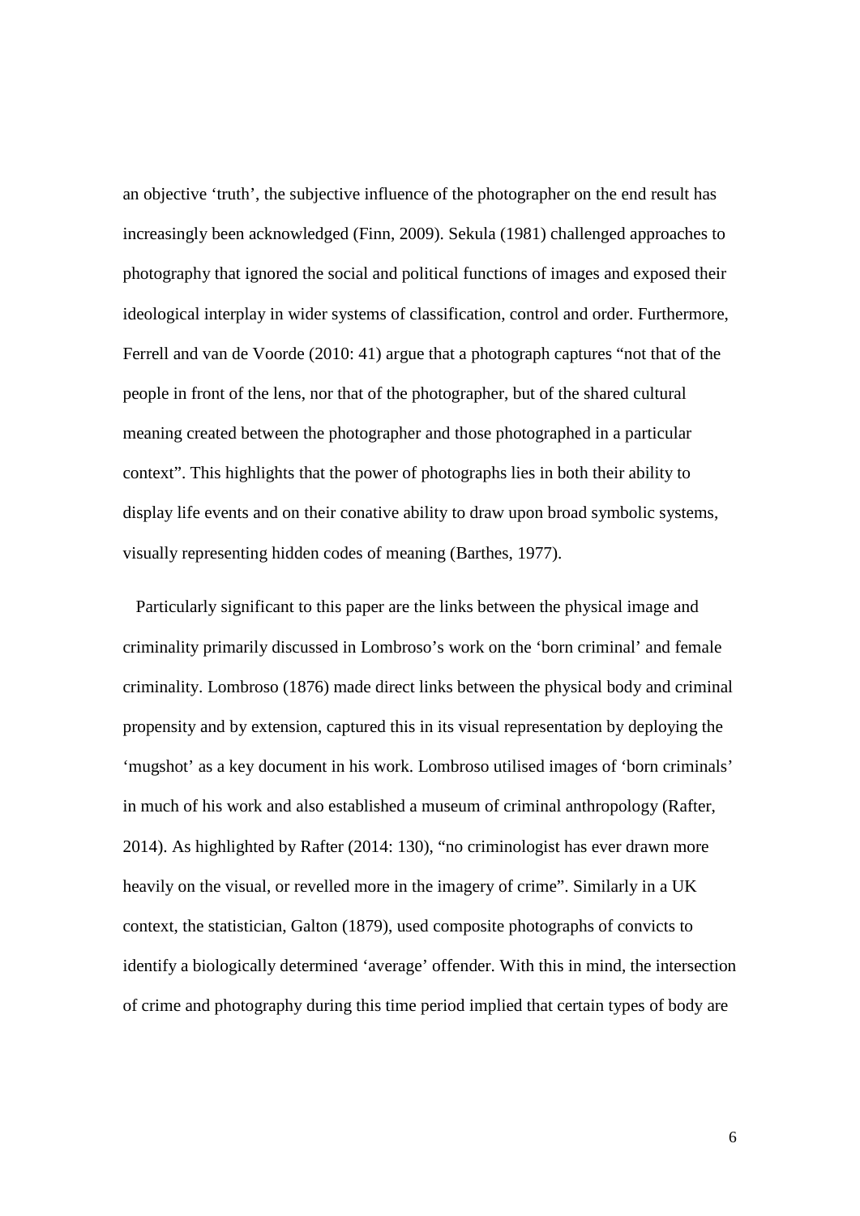an objective 'truth', the subjective influence of the photographer on the end result has increasingly been acknowledged (Finn, 2009). Sekula (1981) challenged approaches to photography that ignored the social and political functions of images and exposed their ideological interplay in wider systems of classification, control and order. Furthermore, Ferrell and van de Voorde (2010: 41) argue that a photograph captures "not that of the people in front of the lens, nor that of the photographer, but of the shared cultural meaning created between the photographer and those photographed in a particular context". This highlights that the power of photographs lies in both their ability to display life events and on their conative ability to draw upon broad symbolic systems, visually representing hidden codes of meaning (Barthes, 1977).

Particularly significant to this paper are the links between the physical image and criminality primarily discussed in Lombroso's work on the 'born criminal' and female criminality. Lombroso (1876) made direct links between the physical body and criminal propensity and by extension, captured this in its visual representation by deploying the 'mugshot' as a key document in his work. Lombroso utilised images of 'born criminals' in much of his work and also established a museum of criminal anthropology (Rafter, 2014). As highlighted by Rafter (2014: 130), "no criminologist has ever drawn more heavily on the visual, or revelled more in the imagery of crime". Similarly in a UK context, the statistician, Galton (1879), used composite photographs of convicts to identify a biologically determined 'average' offender. With this in mind, the intersection of crime and photography during this time period implied that certain types of body are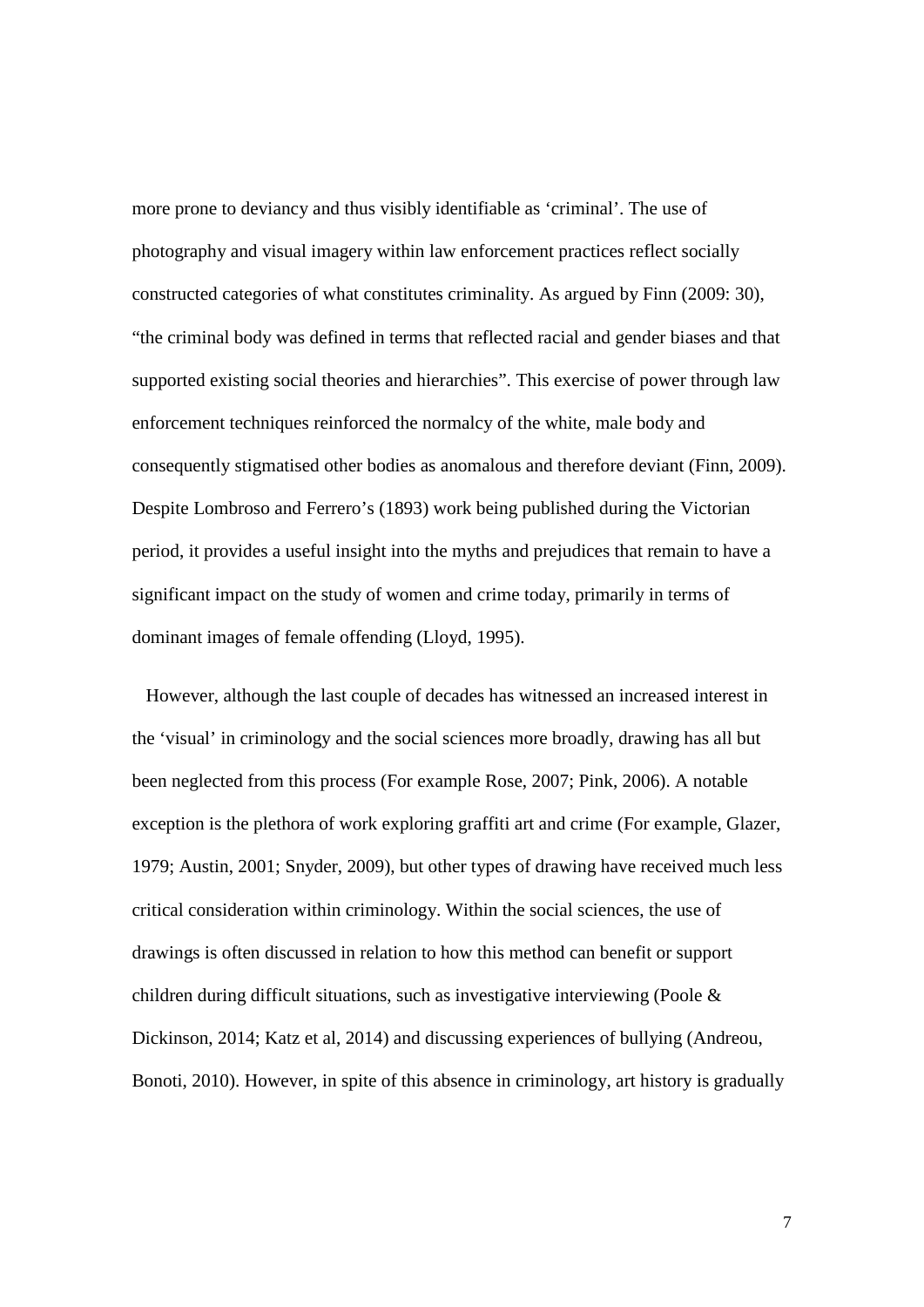more prone to deviancy and thus visibly identifiable as 'criminal'. The use of photography and visual imagery within law enforcement practices reflect socially constructed categories of what constitutes criminality. As argued by Finn (2009: 30), "the criminal body was defined in terms that reflected racial and gender biases and that supported existing social theories and hierarchies". This exercise of power through law enforcement techniques reinforced the normalcy of the white, male body and consequently stigmatised other bodies as anomalous and therefore deviant (Finn, 2009). Despite Lombroso and Ferrero's (1893) work being published during the Victorian period, it provides a useful insight into the myths and prejudices that remain to have a significant impact on the study of women and crime today, primarily in terms of dominant images of female offending (Lloyd, 1995).

However, although the last couple of decades has witnessed an increased interest in the 'visual' in criminology and the social sciences more broadly, drawing has all but been neglected from this process (For example Rose, 2007; Pink, 2006). A notable exception is the plethora of work exploring graffiti art and crime (For example, Glazer, 1979; Austin, 2001; Snyder, 2009), but other types of drawing have received much less critical consideration within criminology. Within the social sciences, the use of drawings is often discussed in relation to how this method can benefit or support children during difficult situations, such as investigative interviewing (Poole & Dickinson, 2014; Katz et al, 2014) and discussing experiences of bullying (Andreou, Bonoti, 2010). However, in spite of this absence in criminology, art history is gradually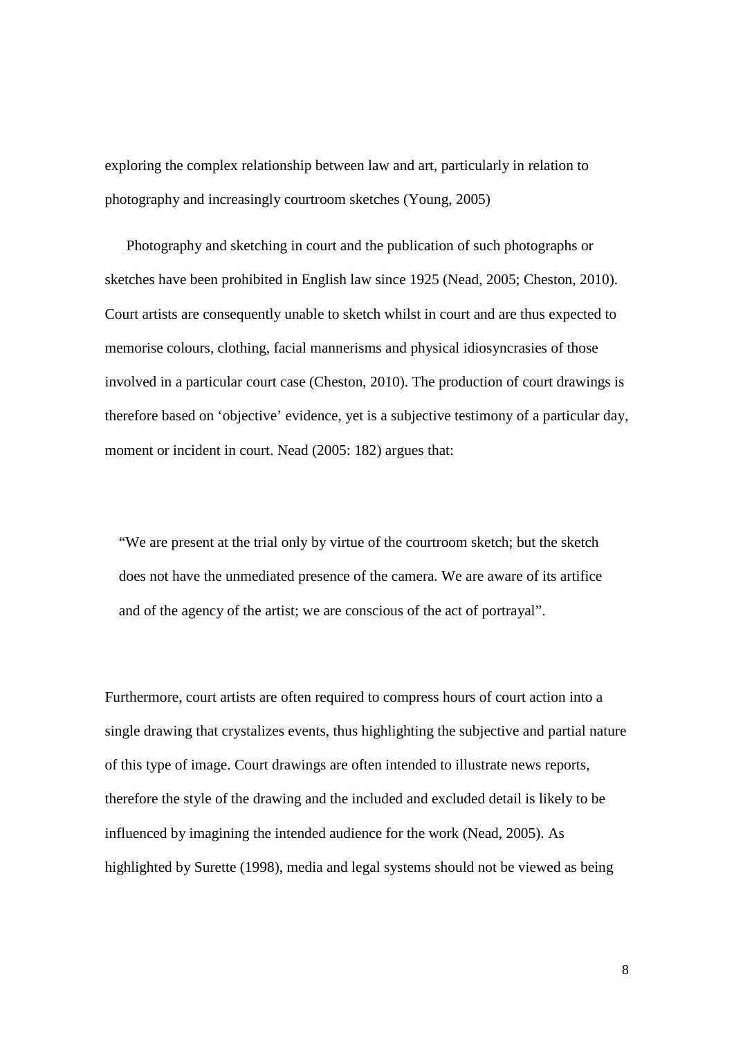exploring the complex relationship between law and art, particularly in relation to photography and increasingly courtroom sketches (Young, 2005)

Photography and sketching in court and the publication of such photographs or sketches have been prohibited in English law since 1925 (Nead, 2005; Cheston, 2010). Court artists are consequently unable to sketch whilst in court and are thus expected to memorise colours, clothing, facial mannerisms and physical idiosyncrasies of those involved in a particular court case (Cheston, 2010). The production of court drawings is therefore based on 'objective' evidence, yet is a subjective testimony of a particular day, moment or incident in court. Nead (2005: 182) argues that:

> "We are present at the trial only by virtue of the courtroom sketch; but the sketch does not have the unmediated presence of the camera. We are aware of its artifice and of the agency of the artist; we are conscious of the act of portrayal".

Furthermore, court artists are often required to compress hours of court action into a single drawing that crystalizes events, thus highlighting the subjective and partial nature of this type of image. Court drawings are often intended to illustrate news reports, therefore the style of the drawing and the included and excluded detail is likely to be influenced by imagining the intended audience for the work (Nead, 2005). As highlighted by Surette (1998), media and legal systems should not be viewed as being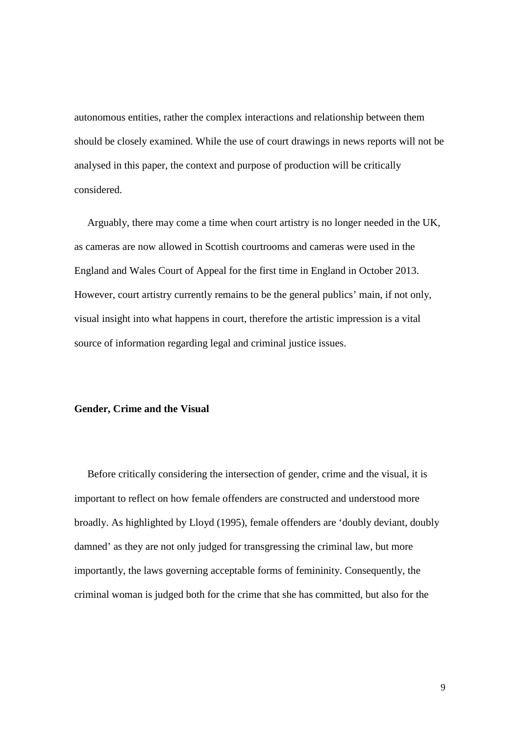autonomous entities, rather the complex interactions and relationship between them should be closely examined. While the use of court drawings in news reports will not be analysed in this paper, the context and purpose of production will be critically considered.

Arguably, there may come a time when court artistry is no longer needed in the UK, as cameras are now allowed in Scottish courtrooms and cameras were used in the England and Wales Court of Appeal for the first time in England in October 2013. However, court artistry currently remains to be the general publics' main, if not only, visual insight into what happens in court, therefore the artistic impression is a vital source of information regarding legal and criminal justice issues.

## Gender, Crime and the Visual

Before critically considering the intersection of gender, crime and the visual, it is important to reflect on how female offenders are constructed and understood more broadly. As highlighted by Lloyd (1995), female offenders are 'doubly deviant, doubly damned' as they are not only judged for transgressing the criminal law, but more importantly, the laws governing acceptable forms of femininity. Consequently, the criminal woman is judged both for the crime that she has committed, but also for the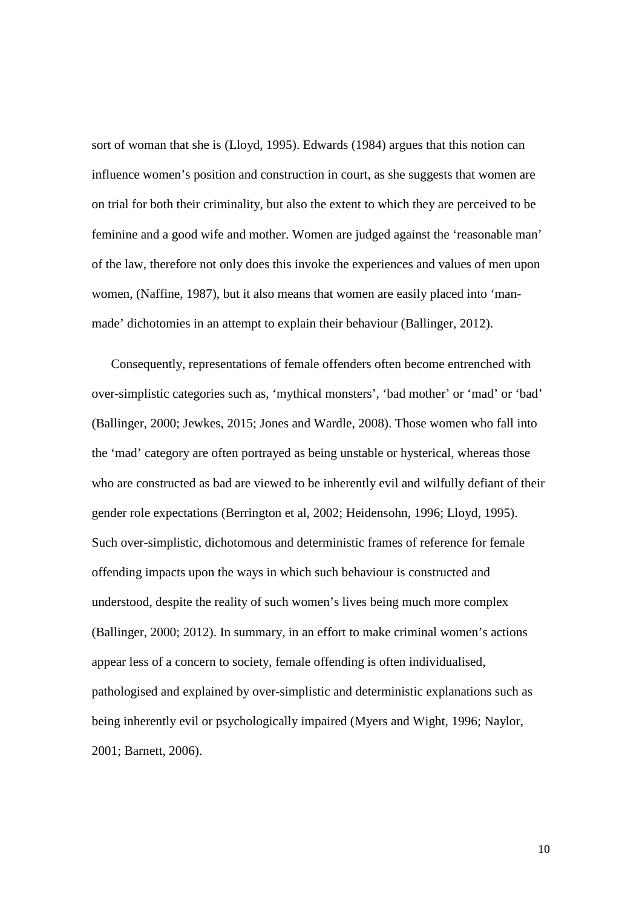sort of woman that she is (Lloyd, 1995). Edwards (1984) argues that this notion can influence women's position and construction in court, as she suggests that women are on trial for both their criminality, but also the extent to which they are perceived to be feminine and a good wife and mother. Women are judged against the 'reasonable man' of the law, therefore not only does this invoke the experiences and values of men upon women, (Naffine, 1987), but it also means that women are easily placed into 'man-made' dichotomies in an attempt to explain their behaviour (Ballinger, 2012).

Consequently, representations of female offenders often become entrenched with over-simplistic categories such as, 'mythical monsters', 'bad mother' or 'mad' or 'bad' (Ballinger, 2000; Jewkes, 2015; Jones and Wardle, 2008). Those women who fall into the 'mad' category are often portrayed as being unstable or hysterical, whereas those who are constructed as bad are viewed to be inherently evil and wilfully defiant of their gender role expectations (Berrington et al, 2002; Heidensohn, 1996; Lloyd, 1995). Such over-simplistic, dichotomous and deterministic frames of reference for female offending impacts upon the ways in which such behaviour is constructed and understood, despite the reality of such women's lives being much more complex (Ballinger, 2000; 2012). In summary, in an effort to make criminal women's actions appear less of a concern to society, female offending is often individualised, pathologised and explained by over-simplistic and deterministic explanations such as being inherently evil or psychologically impaired (Myers and Wight, 1996; Naylor, 2001; Barnett, 2006).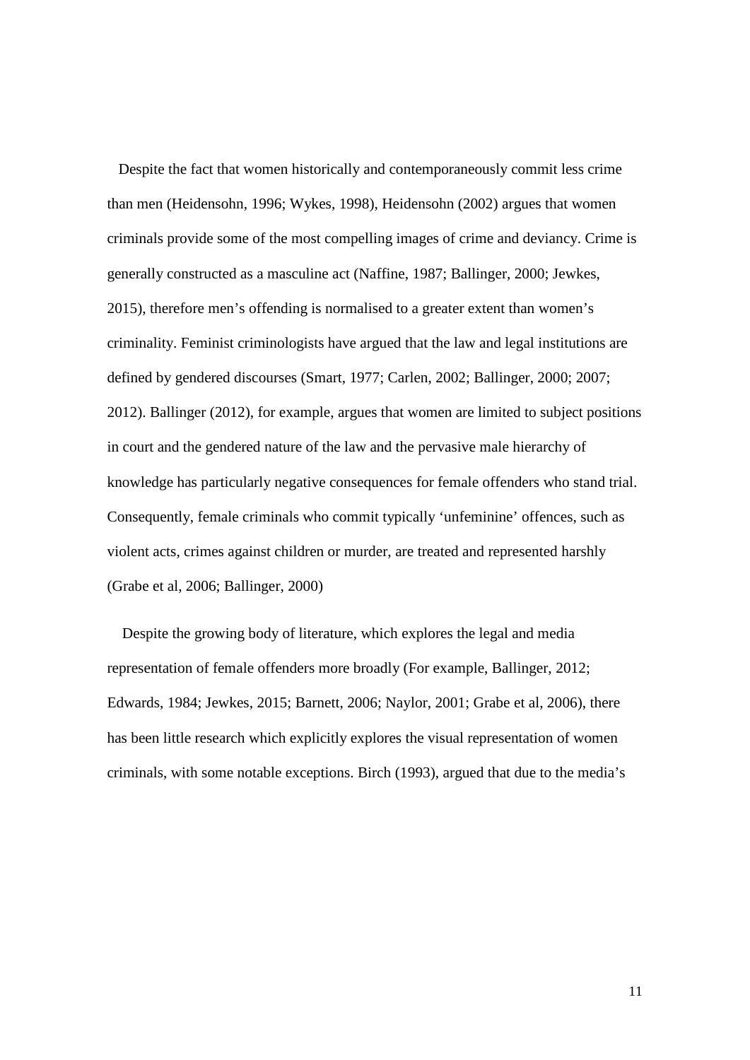Despite the fact that women historically and contemporaneously commit less crime than men (Heidensohn, 1996; Wykes, 1998), Heidensohn (2002) argues that women criminals provide some of the most compelling images of crime and deviancy. Crime is generally constructed as a masculine act (Naffine, 1987; Ballinger, 2000; Jewkes, 2015), therefore men's offending is normalised to a greater extent than women's criminality. Feminist criminologists have argued that the law and legal institutions are defined by gendered discourses (Smart, 1977; Carlen, 2002; Ballinger, 2000; 2007; 2012). Ballinger (2012), for example, argues that women are limited to subject positions in court and the gendered nature of the law and the pervasive male hierarchy of knowledge has particularly negative consequences for female offenders who stand trial. Consequently, female criminals who commit typically 'unfeminine' offences, such as violent acts, crimes against children or murder, are treated and represented harshly (Grabe et al, 2006; Ballinger, 2000)

Despite the growing body of literature, which explores the legal and media representation of female offenders more broadly (For example, Ballinger, 2012; Edwards, 1984; Jewkes, 2015; Barnett, 2006; Naylor, 2001; Grabe et al, 2006), there has been little research which explicitly explores the visual representation of women criminals, with some notable exceptions. Birch (1993), argued that due to the media's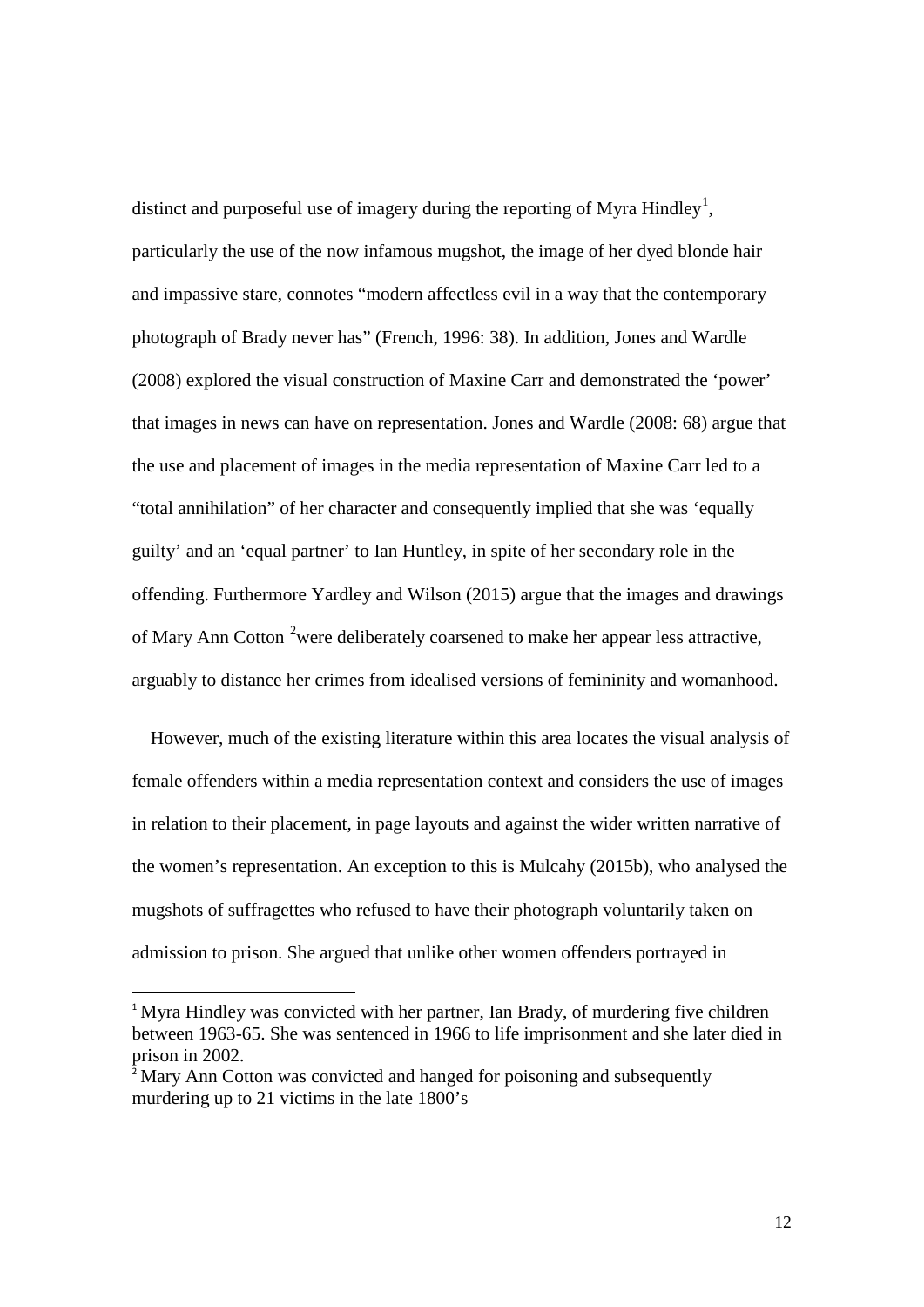distinct and purposeful use of imagery during the reporting of Myra Hindley[1], particularly the use of the now infamous mugshot, the image of her dyed blonde hair and impassive stare, connotes "modern affectless evil in a way that the contemporary photograph of Brady never has" (French, 1996: 38). In addition, Jones and Wardle (2008) explored the visual construction of Maxine Carr and demonstrated the 'power' that images in news can have on representation. Jones and Wardle (2008: 68) argue that the use and placement of images in the media representation of Maxine Carr led to a "total annihilation" of her character and consequently implied that she was 'equally guilty' and an 'equal partner' to Ian Huntley, in spite of her secondary role in the offending. Furthermore Yardley and Wilson (2015) argue that the images and drawings of Mary Ann Cotton [2]were deliberately coarsened to make her appear less attractive, arguably to distance her crimes from idealised versions of femininity and womanhood.

However, much of the existing literature within this area locates the visual analysis of female offenders within a media representation context and considers the use of images in relation to their placement, in page layouts and against the wider written narrative of the women's representation. An exception to this is Mulcahy (2015b), who analysed the mugshots of suffragettes who refused to have their photograph voluntarily taken on admission to prison. She argued that unlike other women offenders portrayed in

---

[1] Myra Hindley was convicted with her partner, Ian Brady, of murdering five children between 1963-65. She was sentenced in 1966 to life imprisonment and she later died in prison in 2002.

[2] Mary Ann Cotton was convicted and hanged for poisoning and subsequently murdering up to 21 victims in the late 1800's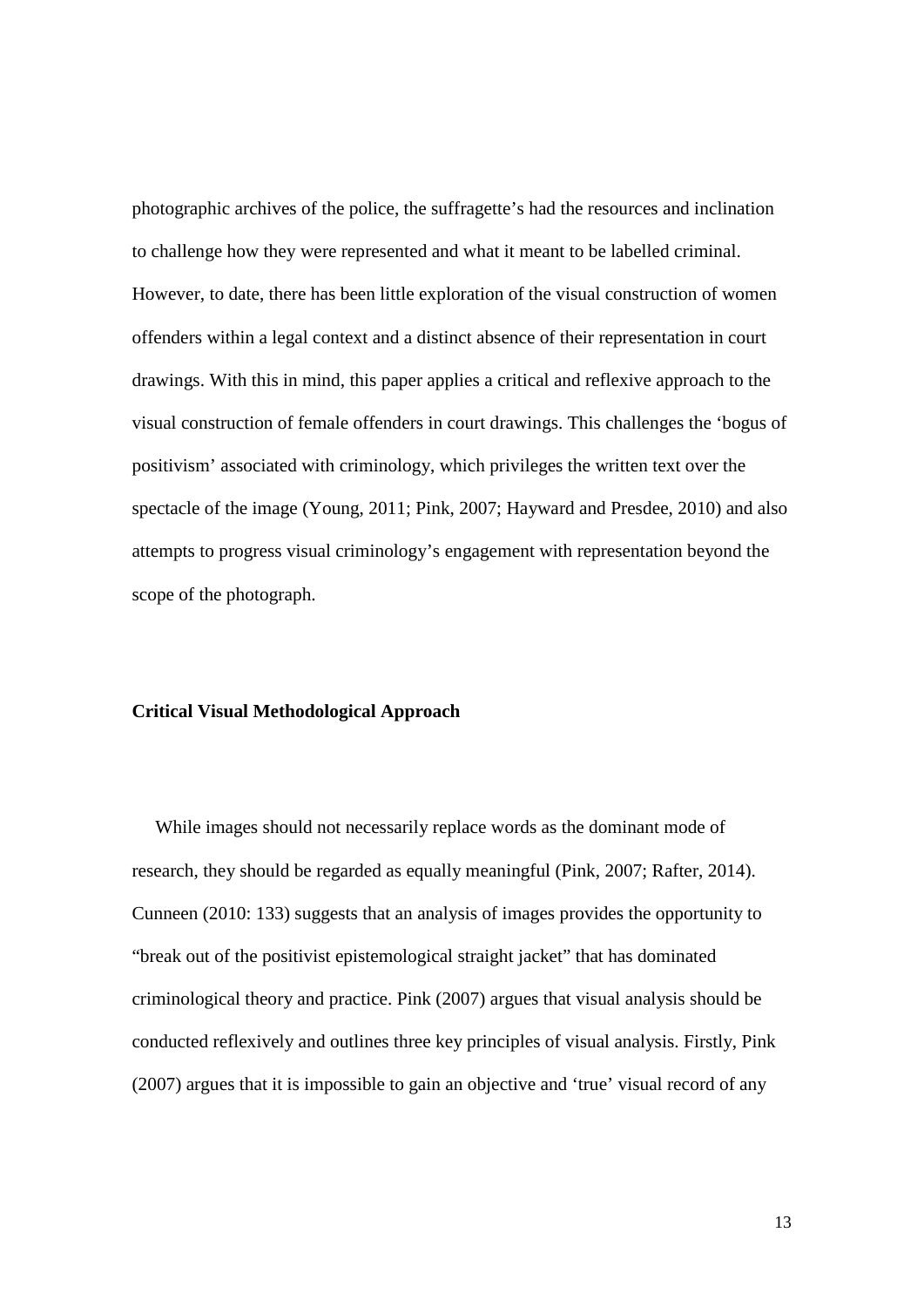photographic archives of the police, the suffragette's had the resources and inclination to challenge how they were represented and what it meant to be labelled criminal. However, to date, there has been little exploration of the visual construction of women offenders within a legal context and a distinct absence of their representation in court drawings. With this in mind, this paper applies a critical and reflexive approach to the visual construction of female offenders in court drawings. This challenges the 'bogus of positivism' associated with criminology, which privileges the written text over the spectacle of the image (Young, 2011; Pink, 2007; Hayward and Presdee, 2010) and also attempts to progress visual criminology's engagement with representation beyond the scope of the photograph.

**Critical Visual Methodological Approach**

While images should not necessarily replace words as the dominant mode of research, they should be regarded as equally meaningful (Pink, 2007; Rafter, 2014). Cunneen (2010: 133) suggests that an analysis of images provides the opportunity to "break out of the positivist epistemological straight jacket" that has dominated criminological theory and practice. Pink (2007) argues that visual analysis should be conducted reflexively and outlines three key principles of visual analysis. Firstly, Pink (2007) argues that it is impossible to gain an objective and 'true' visual record of any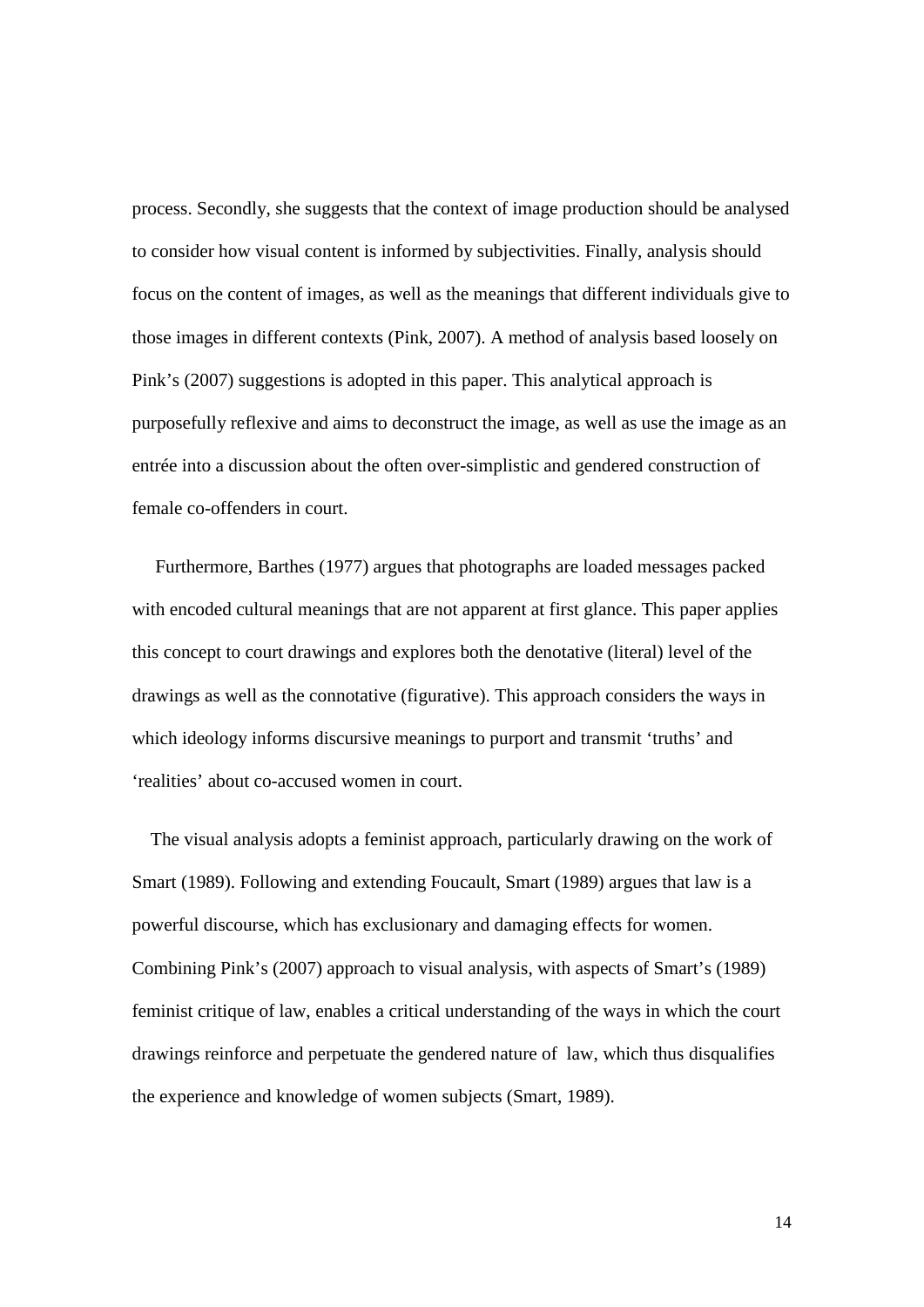process. Secondly, she suggests that the context of image production should be analysed to consider how visual content is informed by subjectivities. Finally, analysis should focus on the content of images, as well as the meanings that different individuals give to those images in different contexts (Pink, 2007). A method of analysis based loosely on Pink's (2007) suggestions is adopted in this paper. This analytical approach is purposefully reflexive and aims to deconstruct the image, as well as use the image as an entrée into a discussion about the often over-simplistic and gendered construction of female co-offenders in court.

Furthermore, Barthes (1977) argues that photographs are loaded messages packed with encoded cultural meanings that are not apparent at first glance. This paper applies this concept to court drawings and explores both the denotative (literal) level of the drawings as well as the connotative (figurative). This approach considers the ways in which ideology informs discursive meanings to purport and transmit 'truths' and 'realities' about co-accused women in court.

The visual analysis adopts a feminist approach, particularly drawing on the work of Smart (1989). Following and extending Foucault, Smart (1989) argues that law is a powerful discourse, which has exclusionary and damaging effects for women. Combining Pink's (2007) approach to visual analysis, with aspects of Smart's (1989) feminist critique of law, enables a critical understanding of the ways in which the court drawings reinforce and perpetuate the gendered nature of law, which thus disqualifies the experience and knowledge of women subjects (Smart, 1989).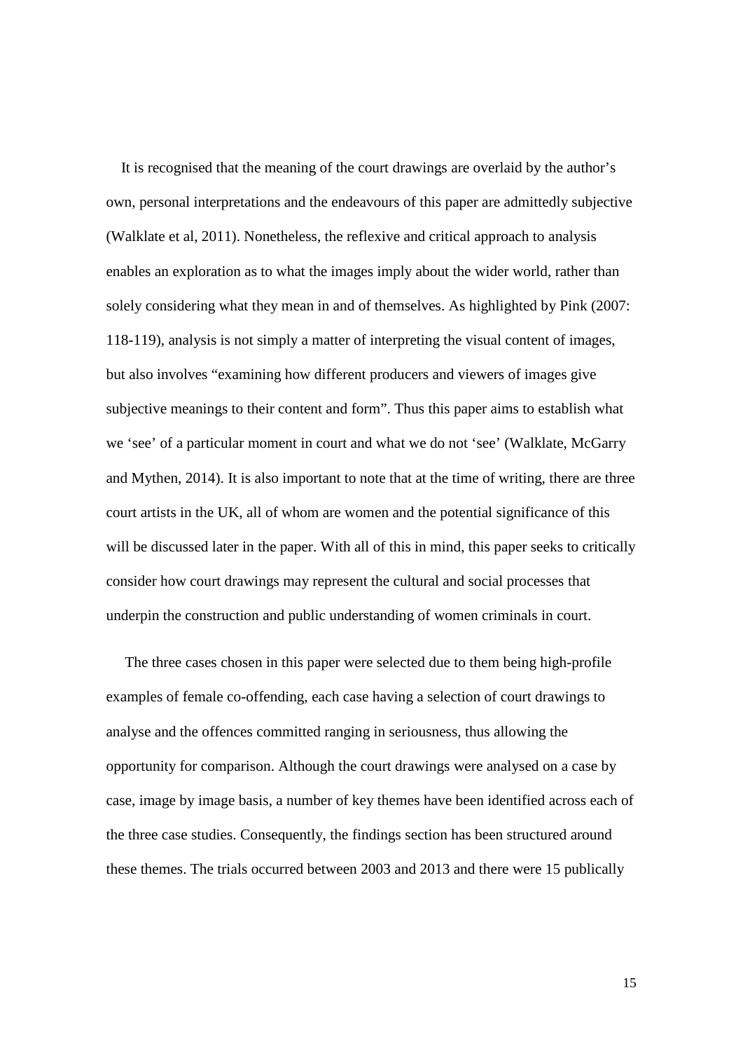It is recognised that the meaning of the court drawings are overlaid by the author's own, personal interpretations and the endeavours of this paper are admittedly subjective (Walklate et al, 2011). Nonetheless, the reflexive and critical approach to analysis enables an exploration as to what the images imply about the wider world, rather than solely considering what they mean in and of themselves. As highlighted by Pink (2007: 118-119), analysis is not simply a matter of interpreting the visual content of images, but also involves "examining how different producers and viewers of images give subjective meanings to their content and form". Thus this paper aims to establish what we 'see' of a particular moment in court and what we do not 'see' (Walklate, McGarry and Mythen, 2014). It is also important to note that at the time of writing, there are three court artists in the UK, all of whom are women and the potential significance of this will be discussed later in the paper. With all of this in mind, this paper seeks to critically consider how court drawings may represent the cultural and social processes that underpin the construction and public understanding of women criminals in court.

The three cases chosen in this paper were selected due to them being high-profile examples of female co-offending, each case having a selection of court drawings to analyse and the offences committed ranging in seriousness, thus allowing the opportunity for comparison. Although the court drawings were analysed on a case by case, image by image basis, a number of key themes have been identified across each of the three case studies. Consequently, the findings section has been structured around these themes. The trials occurred between 2003 and 2013 and there were 15 publically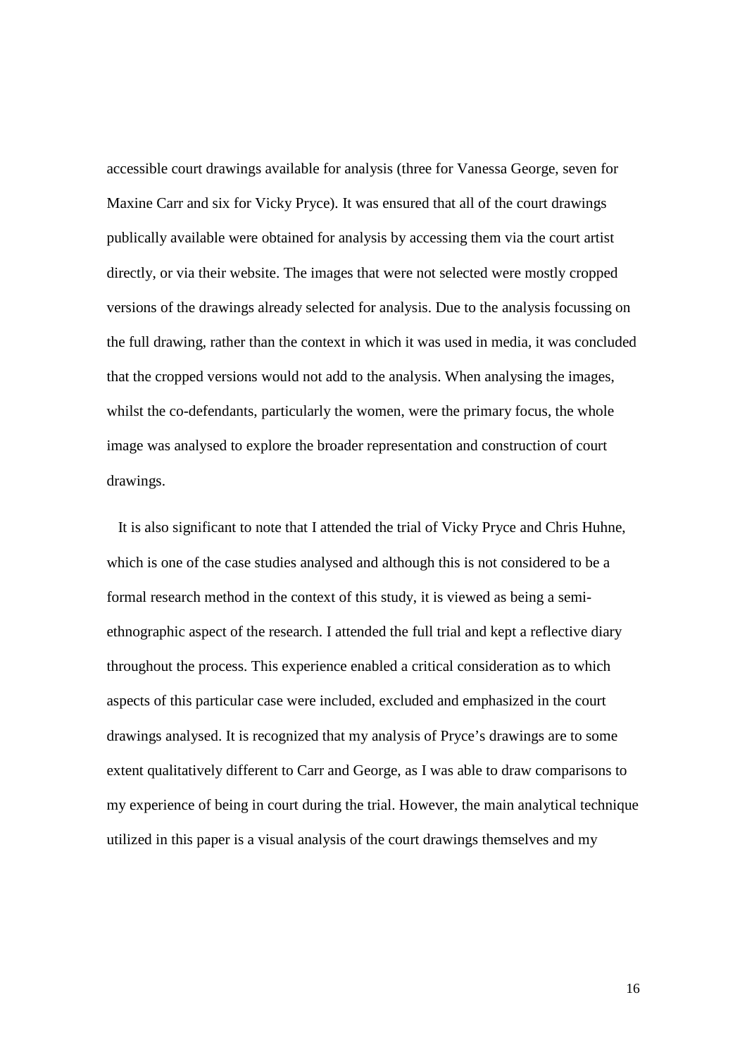accessible court drawings available for analysis (three for Vanessa George, seven for Maxine Carr and six for Vicky Pryce). It was ensured that all of the court drawings publically available were obtained for analysis by accessing them via the court artist directly, or via their website. The images that were not selected were mostly cropped versions of the drawings already selected for analysis. Due to the analysis focussing on the full drawing, rather than the context in which it was used in media, it was concluded that the cropped versions would not add to the analysis. When analysing the images, whilst the co-defendants, particularly the women, were the primary focus, the whole image was analysed to explore the broader representation and construction of court drawings.

It is also significant to note that I attended the trial of Vicky Pryce and Chris Huhne, which is one of the case studies analysed and although this is not considered to be a formal research method in the context of this study, it is viewed as being a semi-ethnographic aspect of the research. I attended the full trial and kept a reflective diary throughout the process. This experience enabled a critical consideration as to which aspects of this particular case were included, excluded and emphasized in the court drawings analysed. It is recognized that my analysis of Pryce's drawings are to some extent qualitatively different to Carr and George, as I was able to draw comparisons to my experience of being in court during the trial. However, the main analytical technique utilized in this paper is a visual analysis of the court drawings themselves and my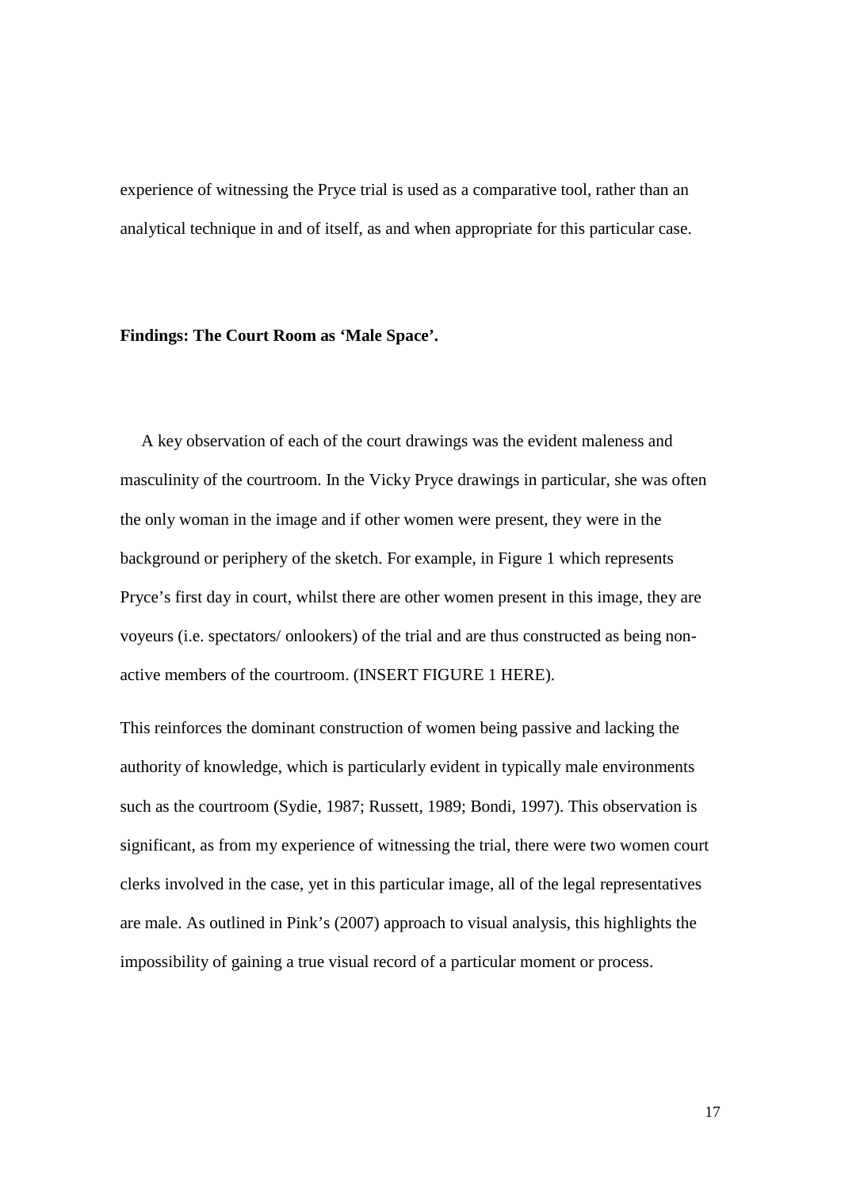experience of witnessing the Pryce trial is used as a comparative tool, rather than an analytical technique in and of itself, as and when appropriate for this particular case.

**Findings: The Court Room as 'Male Space'.**

A key observation of each of the court drawings was the evident maleness and masculinity of the courtroom. In the Vicky Pryce drawings in particular, she was often the only woman in the image and if other women were present, they were in the background or periphery of the sketch. For example, in Figure 1 which represents Pryce's first day in court, whilst there are other women present in this image, they are voyeurs (i.e. spectators/ onlookers) of the trial and are thus constructed as being non-active members of the courtroom. (INSERT FIGURE 1 HERE).

This reinforces the dominant construction of women being passive and lacking the authority of knowledge, which is particularly evident in typically male environments such as the courtroom (Sydie, 1987; Russett, 1989; Bondi, 1997). This observation is significant, as from my experience of witnessing the trial, there were two women court clerks involved in the case, yet in this particular image, all of the legal representatives are male. As outlined in Pink's (2007) approach to visual analysis, this highlights the impossibility of gaining a true visual record of a particular moment or process.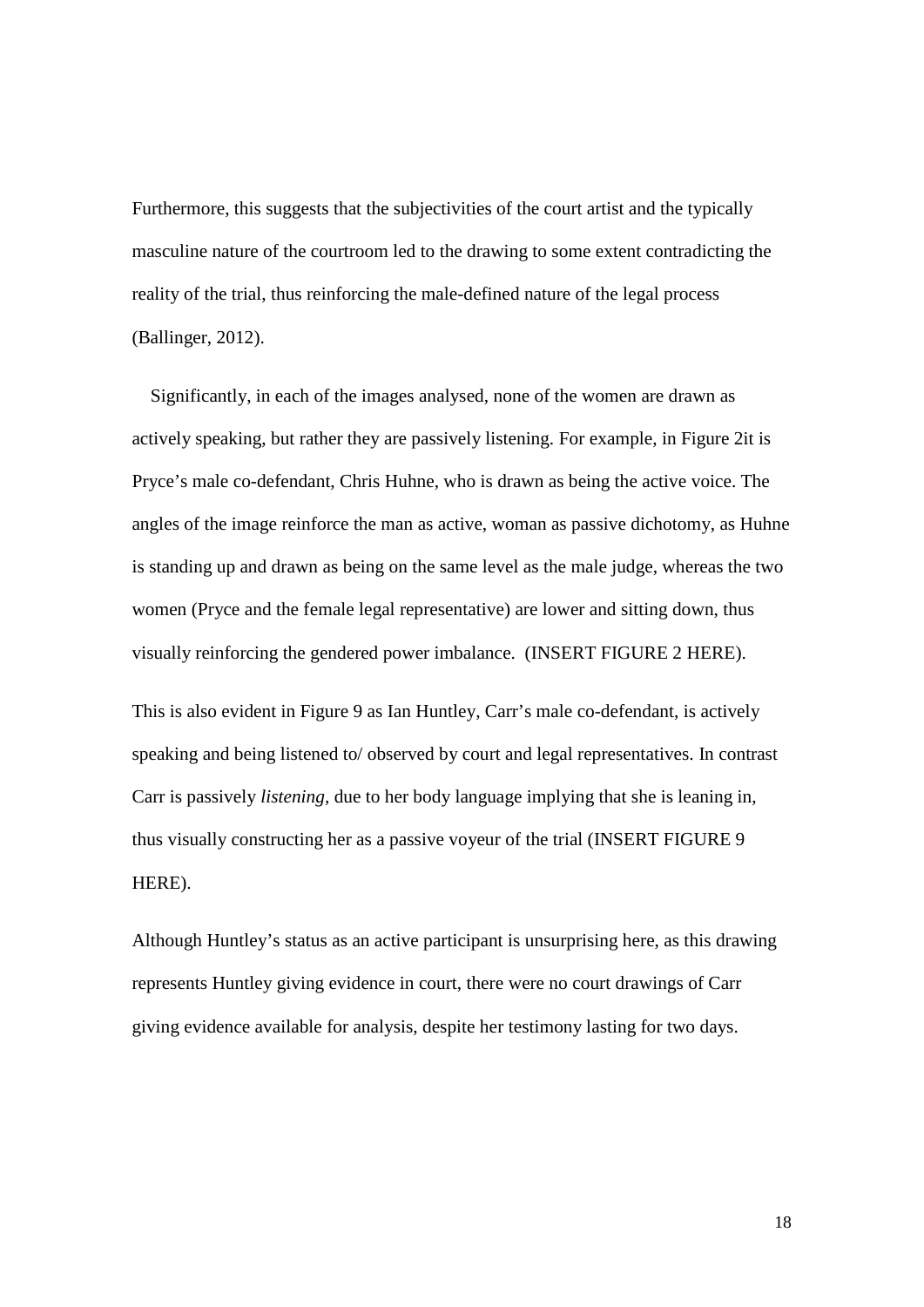Furthermore, this suggests that the subjectivities of the court artist and the typically masculine nature of the courtroom led to the drawing to some extent contradicting the reality of the trial, thus reinforcing the male-defined nature of the legal process (Ballinger, 2012).

Significantly, in each of the images analysed, none of the women are drawn as actively speaking, but rather they are passively listening. For example, in Figure 2it is Pryce's male co-defendant, Chris Huhne, who is drawn as being the active voice. The angles of the image reinforce the man as active, woman as passive dichotomy, as Huhne is standing up and drawn as being on the same level as the male judge, whereas the two women (Pryce and the female legal representative) are lower and sitting down, thus visually reinforcing the gendered power imbalance. (INSERT FIGURE 2 HERE).

This is also evident in Figure 9 as Ian Huntley, Carr's male co-defendant, is actively speaking and being listened to/ observed by court and legal representatives. In contrast Carr is passively *listening,* due to her body language implying that she is leaning in, thus visually constructing her as a passive voyeur of the trial (INSERT FIGURE 9 HERE).

Although Huntley's status as an active participant is unsurprising here, as this drawing represents Huntley giving evidence in court, there were no court drawings of Carr giving evidence available for analysis, despite her testimony lasting for two days.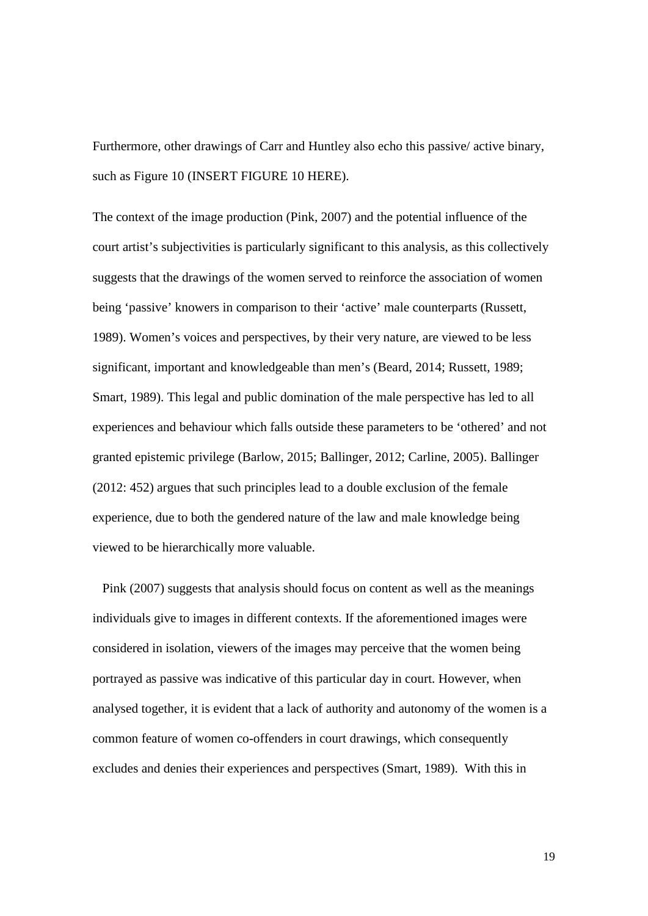Furthermore, other drawings of Carr and Huntley also echo this passive/ active binary, such as Figure 10 (INSERT FIGURE 10 HERE).

The context of the image production (Pink, 2007) and the potential influence of the court artist's subjectivities is particularly significant to this analysis, as this collectively suggests that the drawings of the women served to reinforce the association of women being 'passive' knowers in comparison to their 'active' male counterparts (Russett, 1989). Women's voices and perspectives, by their very nature, are viewed to be less significant, important and knowledgeable than men's (Beard, 2014; Russett, 1989; Smart, 1989). This legal and public domination of the male perspective has led to all experiences and behaviour which falls outside these parameters to be 'othered' and not granted epistemic privilege (Barlow, 2015; Ballinger, 2012; Carline, 2005). Ballinger (2012: 452) argues that such principles lead to a double exclusion of the female experience, due to both the gendered nature of the law and male knowledge being viewed to be hierarchically more valuable.

Pink (2007) suggests that analysis should focus on content as well as the meanings individuals give to images in different contexts. If the aforementioned images were considered in isolation, viewers of the images may perceive that the women being portrayed as passive was indicative of this particular day in court. However, when analysed together, it is evident that a lack of authority and autonomy of the women is a common feature of women co-offenders in court drawings, which consequently excludes and denies their experiences and perspectives (Smart, 1989). With this in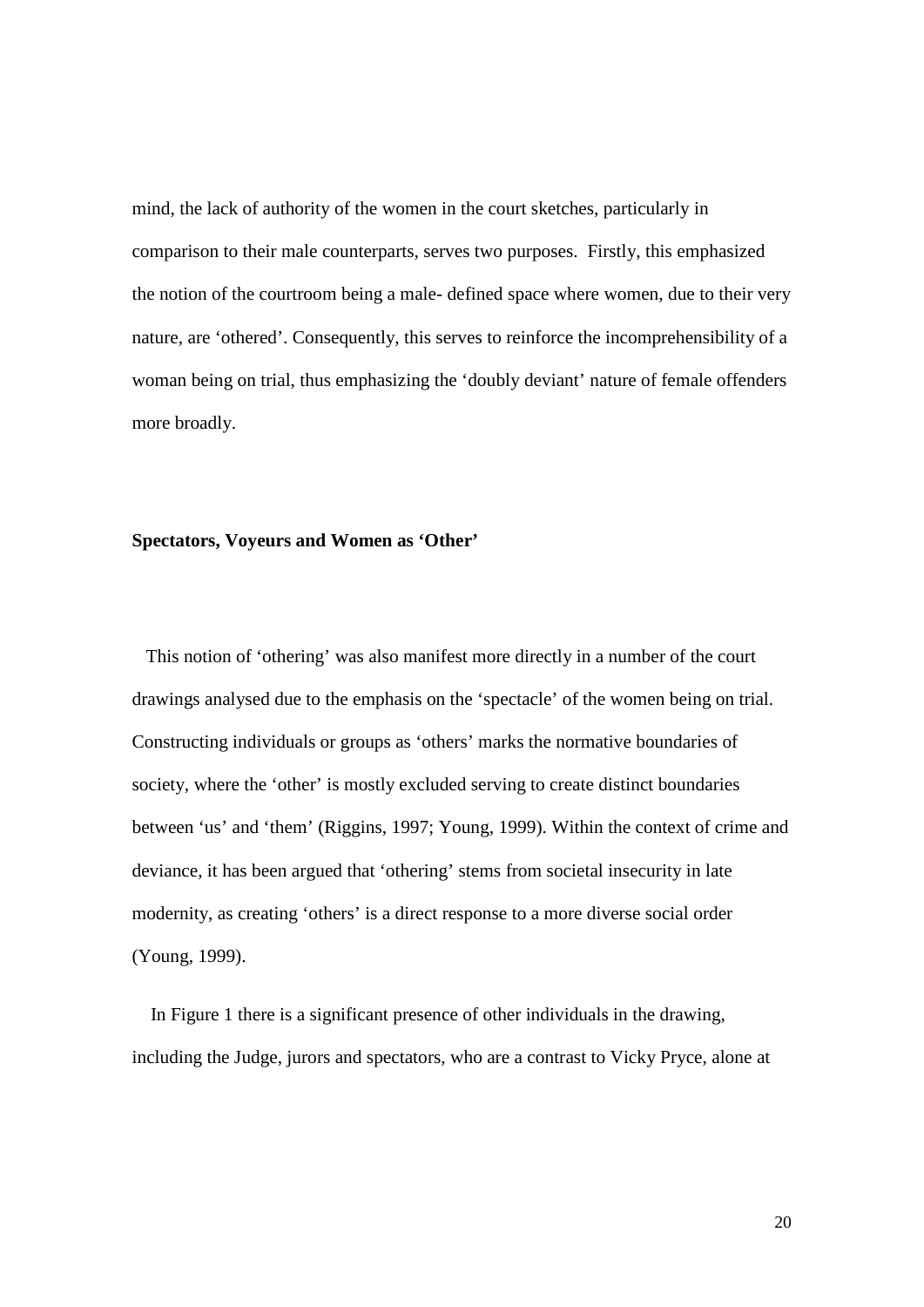mind, the lack of authority of the women in the court sketches, particularly in comparison to their male counterparts, serves two purposes. Firstly, this emphasized the notion of the courtroom being a male- defined space where women, due to their very nature, are 'othered'. Consequently, this serves to reinforce the incomprehensibility of a woman being on trial, thus emphasizing the 'doubly deviant' nature of female offenders more broadly.

**Spectators, Voyeurs and Women as 'Other'**

This notion of 'othering' was also manifest more directly in a number of the court drawings analysed due to the emphasis on the 'spectacle' of the women being on trial. Constructing individuals or groups as 'others' marks the normative boundaries of society, where the 'other' is mostly excluded serving to create distinct boundaries between 'us' and 'them' (Riggins, 1997; Young, 1999). Within the context of crime and deviance, it has been argued that 'othering' stems from societal insecurity in late modernity, as creating 'others' is a direct response to a more diverse social order (Young, 1999).

In Figure 1 there is a significant presence of other individuals in the drawing, including the Judge, jurors and spectators, who are a contrast to Vicky Pryce, alone at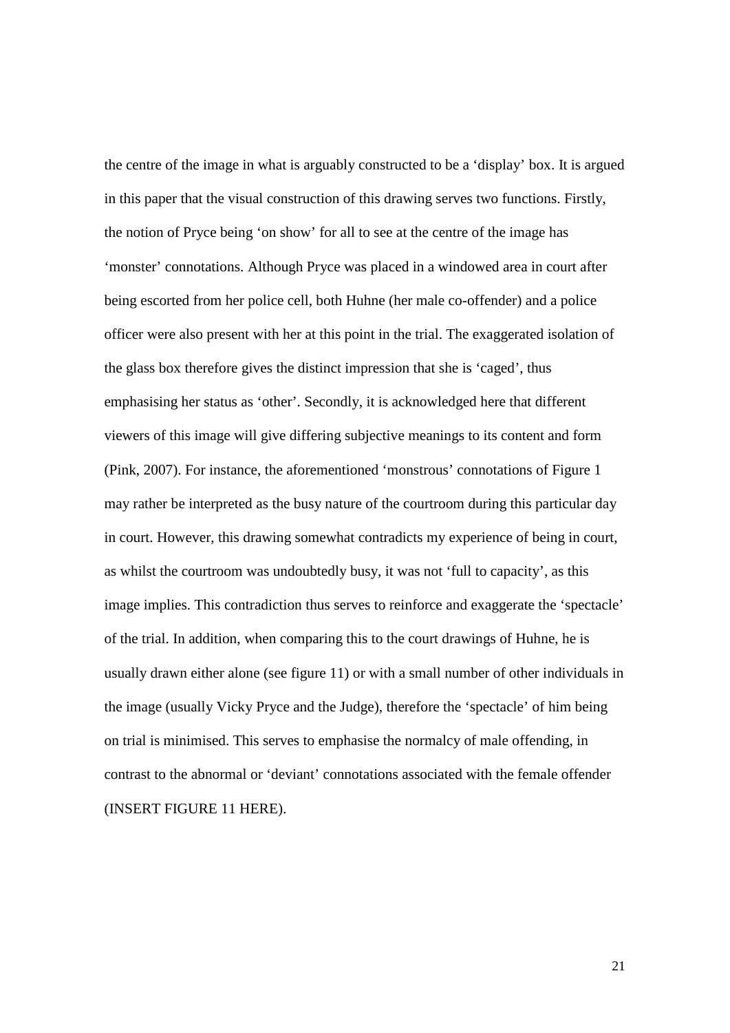the centre of the image in what is arguably constructed to be a ‘display’ box. It is argued in this paper that the visual construction of this drawing serves two functions. Firstly, the notion of Pryce being ‘on show’ for all to see at the centre of the image has ‘monster’ connotations. Although Pryce was placed in a windowed area in court after being escorted from her police cell, both Huhne (her male co-offender) and a police officer were also present with her at this point in the trial. The exaggerated isolation of the glass box therefore gives the distinct impression that she is ‘caged’, thus emphasising her status as ‘other’. Secondly, it is acknowledged here that different viewers of this image will give differing subjective meanings to its content and form (Pink, 2007). For instance, the aforementioned ‘monstrous’ connotations of Figure 1 may rather be interpreted as the busy nature of the courtroom during this particular day in court. However, this drawing somewhat contradicts my experience of being in court, as whilst the courtroom was undoubtedly busy, it was not ‘full to capacity’, as this image implies. This contradiction thus serves to reinforce and exaggerate the ‘spectacle’ of the trial. In addition, when comparing this to the court drawings of Huhne, he is usually drawn either alone (see figure 11) or with a small number of other individuals in the image (usually Vicky Pryce and the Judge), therefore the ‘spectacle’ of him being on trial is minimised. This serves to emphasise the normalcy of male offending, in contrast to the abnormal or ‘deviant’ connotations associated with the female offender (INSERT FIGURE 11 HERE).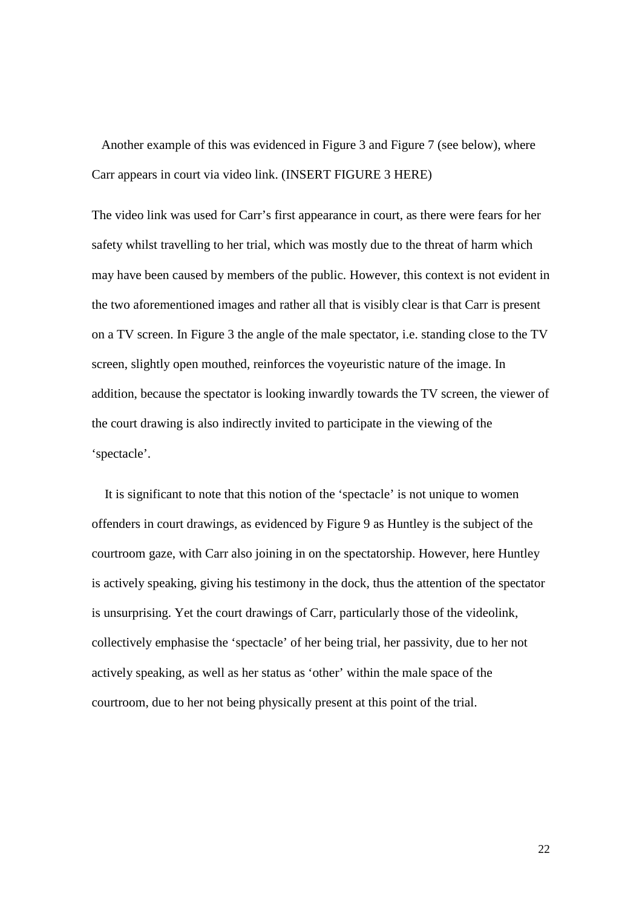Another example of this was evidenced in Figure 3 and Figure 7 (see below), where Carr appears in court via video link. (INSERT FIGURE 3 HERE)

The video link was used for Carr's first appearance in court, as there were fears for her safety whilst travelling to her trial, which was mostly due to the threat of harm which may have been caused by members of the public. However, this context is not evident in the two aforementioned images and rather all that is visibly clear is that Carr is present on a TV screen. In Figure 3 the angle of the male spectator, i.e. standing close to the TV screen, slightly open mouthed, reinforces the voyeuristic nature of the image. In addition, because the spectator is looking inwardly towards the TV screen, the viewer of the court drawing is also indirectly invited to participate in the viewing of the 'spectacle'.

It is significant to note that this notion of the 'spectacle' is not unique to women offenders in court drawings, as evidenced by Figure 9 as Huntley is the subject of the courtroom gaze, with Carr also joining in on the spectatorship. However, here Huntley is actively speaking, giving his testimony in the dock, thus the attention of the spectator is unsurprising. Yet the court drawings of Carr, particularly those of the videolink, collectively emphasise the 'spectacle' of her being trial, her passivity, due to her not actively speaking, as well as her status as 'other' within the male space of the courtroom, due to her not being physically present at this point of the trial.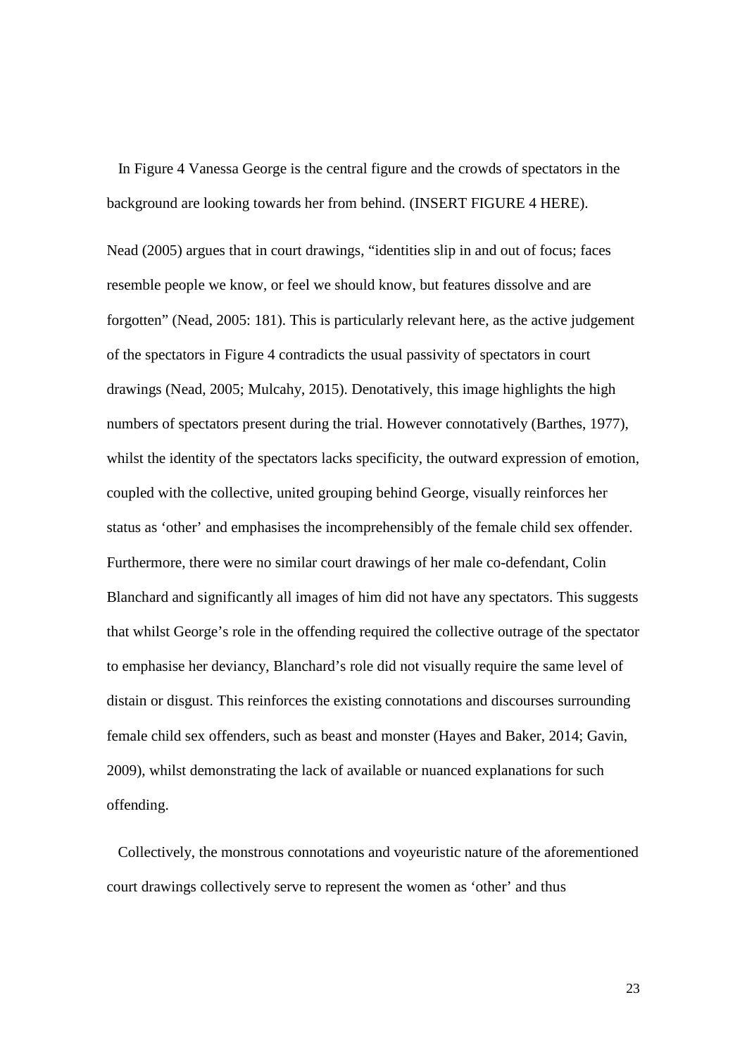In Figure 4 Vanessa George is the central figure and the crowds of spectators in the background are looking towards her from behind. (INSERT FIGURE 4 HERE).

Nead (2005) argues that in court drawings, "identities slip in and out of focus; faces resemble people we know, or feel we should know, but features dissolve and are forgotten" (Nead, 2005: 181). This is particularly relevant here, as the active judgement of the spectators in Figure 4 contradicts the usual passivity of spectators in court drawings (Nead, 2005; Mulcahy, 2015). Denotatively, this image highlights the high numbers of spectators present during the trial. However connotatively (Barthes, 1977), whilst the identity of the spectators lacks specificity, the outward expression of emotion, coupled with the collective, united grouping behind George, visually reinforces her status as 'other' and emphasises the incomprehensibly of the female child sex offender. Furthermore, there were no similar court drawings of her male co-defendant, Colin Blanchard and significantly all images of him did not have any spectators. This suggests that whilst George's role in the offending required the collective outrage of the spectator to emphasise her deviancy, Blanchard's role did not visually require the same level of distain or disgust. This reinforces the existing connotations and discourses surrounding female child sex offenders, such as beast and monster (Hayes and Baker, 2014; Gavin, 2009), whilst demonstrating the lack of available or nuanced explanations for such offending.

Collectively, the monstrous connotations and voyeuristic nature of the aforementioned court drawings collectively serve to represent the women as 'other' and thus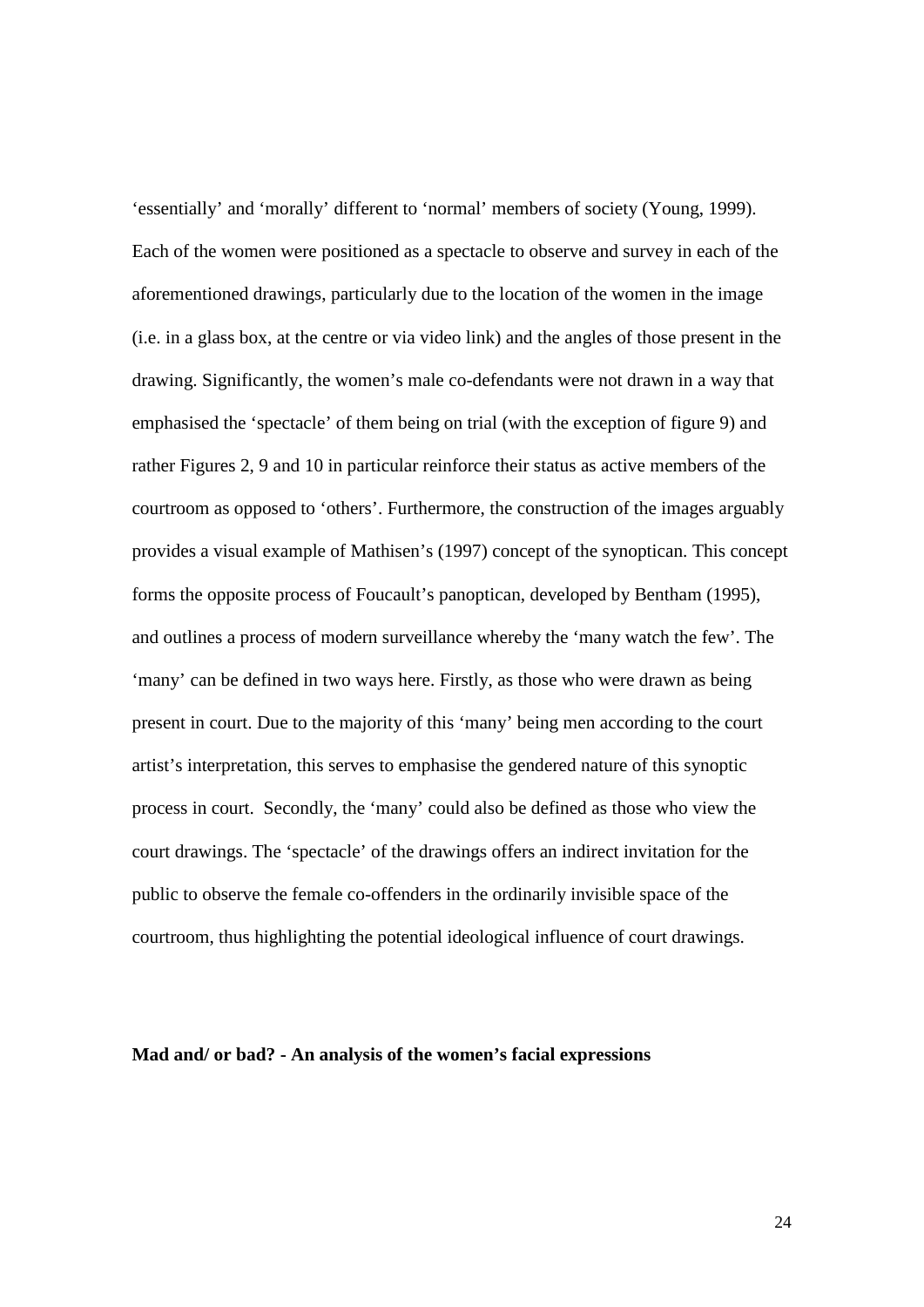'essentially' and 'morally' different to 'normal' members of society (Young, 1999). Each of the women were positioned as a spectacle to observe and survey in each of the aforementioned drawings, particularly due to the location of the women in the image (i.e. in a glass box, at the centre or via video link) and the angles of those present in the drawing. Significantly, the women's male co-defendants were not drawn in a way that emphasised the 'spectacle' of them being on trial (with the exception of figure 9) and rather Figures 2, 9 and 10 in particular reinforce their status as active members of the courtroom as opposed to 'others'. Furthermore, the construction of the images arguably provides a visual example of Mathisen's (1997) concept of the synoptican. This concept forms the opposite process of Foucault's panoptican, developed by Bentham (1995), and outlines a process of modern surveillance whereby the 'many watch the few'. The 'many' can be defined in two ways here. Firstly, as those who were drawn as being present in court. Due to the majority of this 'many' being men according to the court artist's interpretation, this serves to emphasise the gendered nature of this synoptic process in court. Secondly, the 'many' could also be defined as those who view the court drawings. The 'spectacle' of the drawings offers an indirect invitation for the public to observe the female co-offenders in the ordinarily invisible space of the courtroom, thus highlighting the potential ideological influence of court drawings.

**Mad and/ or bad? - An analysis of the women's facial expressions**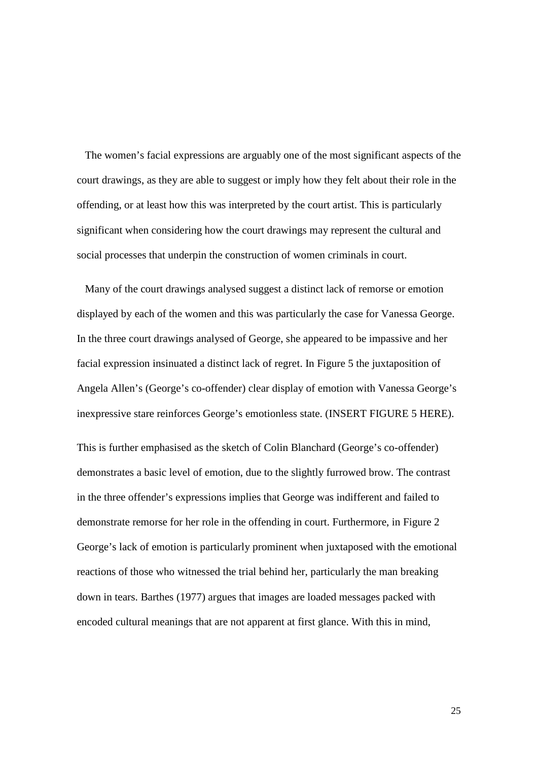The women's facial expressions are arguably one of the most significant aspects of the court drawings, as they are able to suggest or imply how they felt about their role in the offending, or at least how this was interpreted by the court artist. This is particularly significant when considering how the court drawings may represent the cultural and social processes that underpin the construction of women criminals in court.

Many of the court drawings analysed suggest a distinct lack of remorse or emotion displayed by each of the women and this was particularly the case for Vanessa George. In the three court drawings analysed of George, she appeared to be impassive and her facial expression insinuated a distinct lack of regret. In Figure 5 the juxtaposition of Angela Allen's (George's co-offender) clear display of emotion with Vanessa George's inexpressive stare reinforces George's emotionless state. (INSERT FIGURE 5 HERE).

This is further emphasised as the sketch of Colin Blanchard (George's co-offender) demonstrates a basic level of emotion, due to the slightly furrowed brow. The contrast in the three offender's expressions implies that George was indifferent and failed to demonstrate remorse for her role in the offending in court. Furthermore, in Figure 2 George's lack of emotion is particularly prominent when juxtaposed with the emotional reactions of those who witnessed the trial behind her, particularly the man breaking down in tears. Barthes (1977) argues that images are loaded messages packed with encoded cultural meanings that are not apparent at first glance. With this in mind,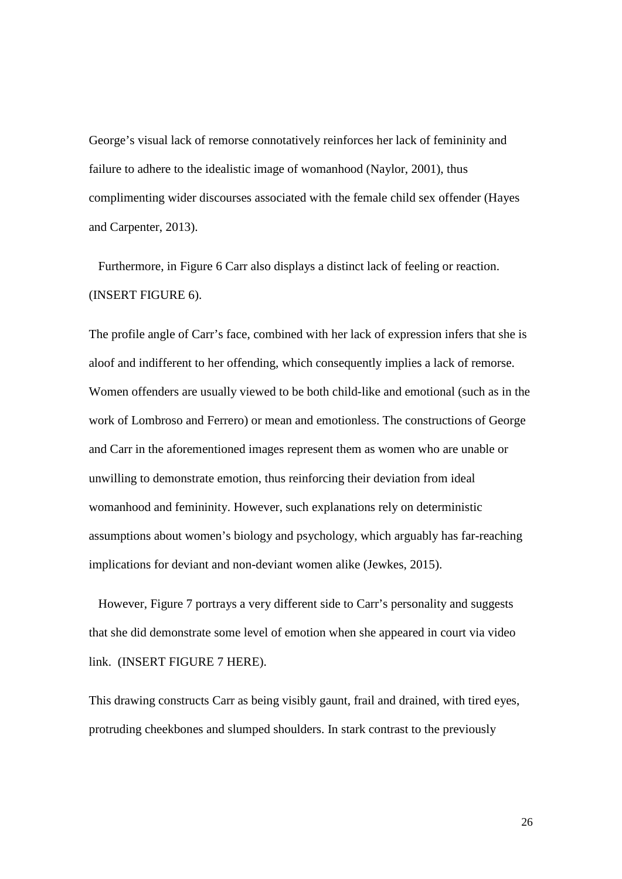George's visual lack of remorse connotatively reinforces her lack of femininity and failure to adhere to the idealistic image of womanhood (Naylor, 2001), thus complimenting wider discourses associated with the female child sex offender (Hayes and Carpenter, 2013).

Furthermore, in Figure 6 Carr also displays a distinct lack of feeling or reaction. (INSERT FIGURE 6).

The profile angle of Carr's face, combined with her lack of expression infers that she is aloof and indifferent to her offending, which consequently implies a lack of remorse. Women offenders are usually viewed to be both child-like and emotional (such as in the work of Lombroso and Ferrero) or mean and emotionless. The constructions of George and Carr in the aforementioned images represent them as women who are unable or unwilling to demonstrate emotion, thus reinforcing their deviation from ideal womanhood and femininity. However, such explanations rely on deterministic assumptions about women's biology and psychology, which arguably has far-reaching implications for deviant and non-deviant women alike (Jewkes, 2015).

However, Figure 7 portrays a very different side to Carr's personality and suggests that she did demonstrate some level of emotion when she appeared in court via video link. (INSERT FIGURE 7 HERE).

This drawing constructs Carr as being visibly gaunt, frail and drained, with tired eyes, protruding cheekbones and slumped shoulders. In stark contrast to the previously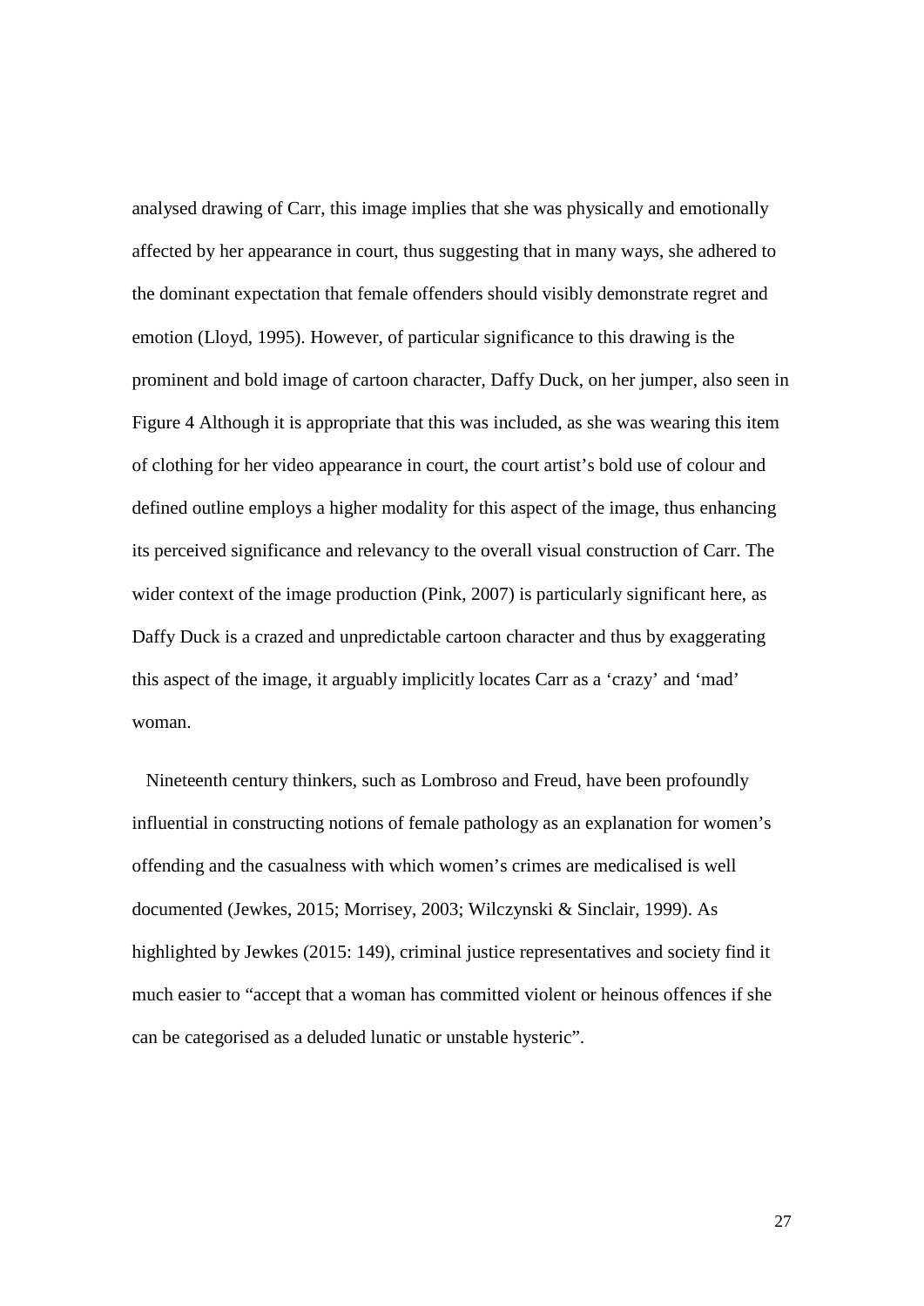analysed drawing of Carr, this image implies that she was physically and emotionally affected by her appearance in court, thus suggesting that in many ways, she adhered to the dominant expectation that female offenders should visibly demonstrate regret and emotion (Lloyd, 1995). However, of particular significance to this drawing is the prominent and bold image of cartoon character, Daffy Duck, on her jumper, also seen in Figure 4 Although it is appropriate that this was included, as she was wearing this item of clothing for her video appearance in court, the court artist's bold use of colour and defined outline employs a higher modality for this aspect of the image, thus enhancing its perceived significance and relevancy to the overall visual construction of Carr. The wider context of the image production (Pink, 2007) is particularly significant here, as Daffy Duck is a crazed and unpredictable cartoon character and thus by exaggerating this aspect of the image, it arguably implicitly locates Carr as a 'crazy' and 'mad' woman.

Nineteenth century thinkers, such as Lombroso and Freud, have been profoundly influential in constructing notions of female pathology as an explanation for women's offending and the casualness with which women's crimes are medicalised is well documented (Jewkes, 2015; Morrisey, 2003; Wilczynski & Sinclair, 1999). As highlighted by Jewkes (2015: 149), criminal justice representatives and society find it much easier to "accept that a woman has committed violent or heinous offences if she can be categorised as a deluded lunatic or unstable hysteric".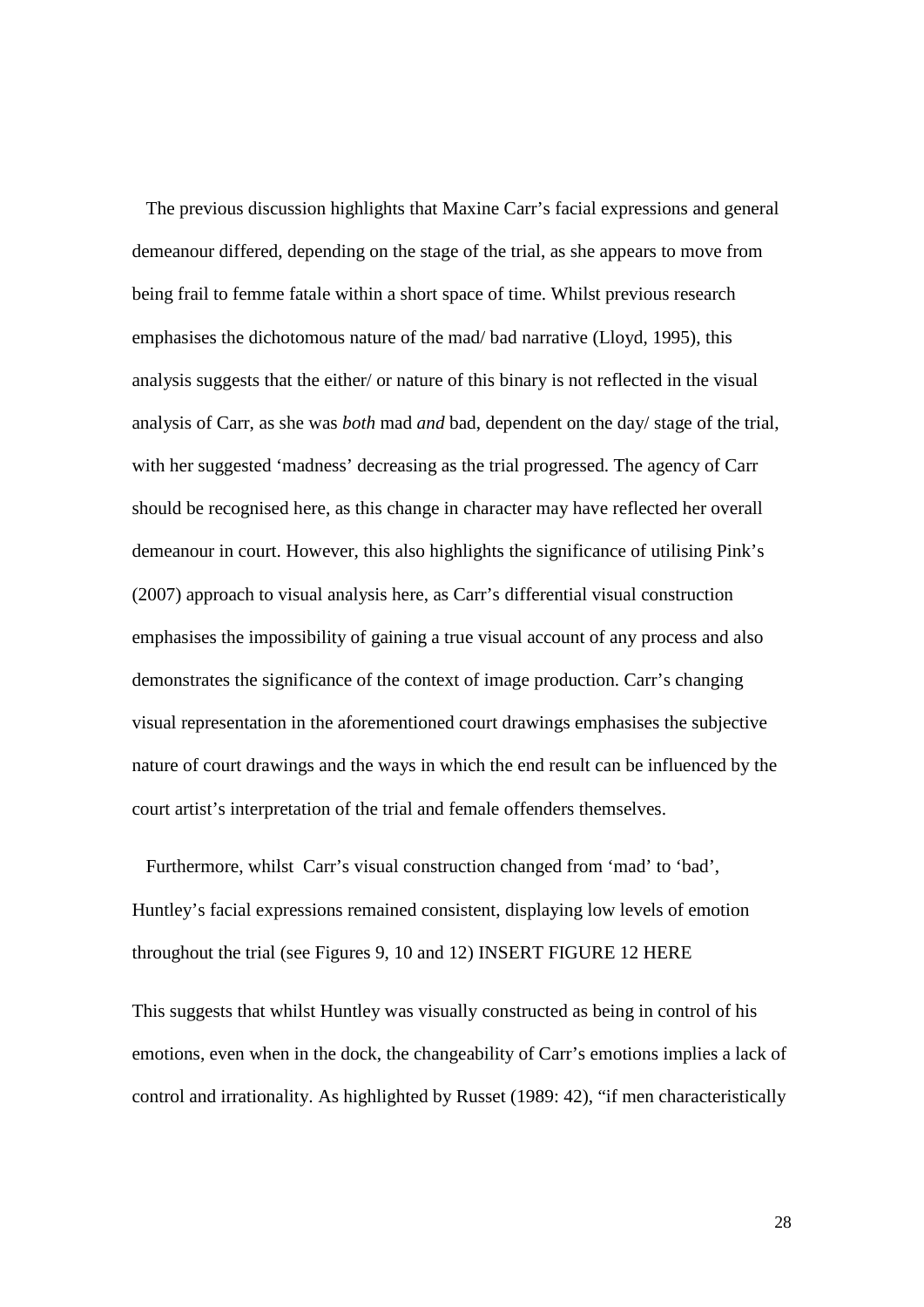The previous discussion highlights that Maxine Carr's facial expressions and general demeanour differed, depending on the stage of the trial, as she appears to move from being frail to femme fatale within a short space of time. Whilst previous research emphasises the dichotomous nature of the mad/ bad narrative (Lloyd, 1995), this analysis suggests that the either/ or nature of this binary is not reflected in the visual analysis of Carr, as she was *both* mad *and* bad, dependent on the day/ stage of the trial, with her suggested 'madness' decreasing as the trial progressed. The agency of Carr should be recognised here, as this change in character may have reflected her overall demeanour in court. However, this also highlights the significance of utilising Pink's (2007) approach to visual analysis here, as Carr's differential visual construction emphasises the impossibility of gaining a true visual account of any process and also demonstrates the significance of the context of image production. Carr's changing visual representation in the aforementioned court drawings emphasises the subjective nature of court drawings and the ways in which the end result can be influenced by the court artist's interpretation of the trial and female offenders themselves.

Furthermore, whilst Carr's visual construction changed from 'mad' to 'bad', Huntley's facial expressions remained consistent, displaying low levels of emotion throughout the trial (see Figures 9, 10 and 12) INSERT FIGURE 12 HERE

This suggests that whilst Huntley was visually constructed as being in control of his emotions, even when in the dock, the changeability of Carr's emotions implies a lack of control and irrationality. As highlighted by Russet (1989: 42), "if men characteristically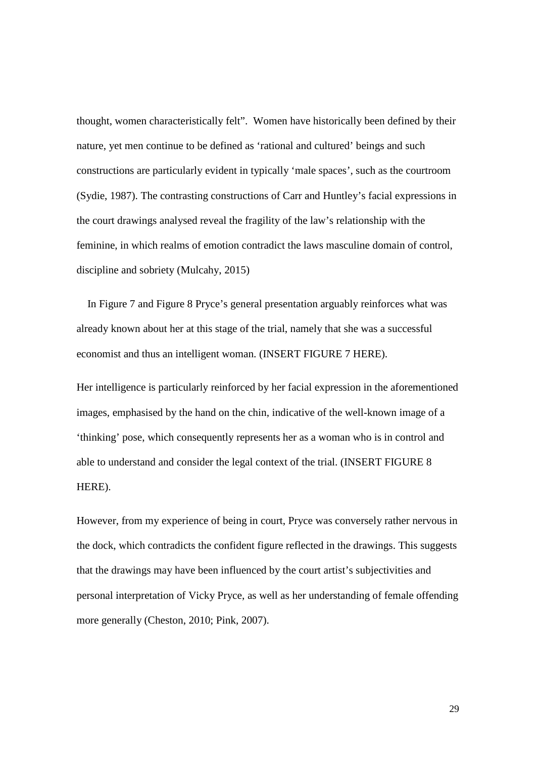thought, women characteristically felt". Women have historically been defined by their nature, yet men continue to be defined as 'rational and cultured' beings and such constructions are particularly evident in typically 'male spaces', such as the courtroom (Sydie, 1987). The contrasting constructions of Carr and Huntley's facial expressions in the court drawings analysed reveal the fragility of the law's relationship with the feminine, in which realms of emotion contradict the laws masculine domain of control, discipline and sobriety (Mulcahy, 2015)

In Figure 7 and Figure 8 Pryce's general presentation arguably reinforces what was already known about her at this stage of the trial, namely that she was a successful economist and thus an intelligent woman. (INSERT FIGURE 7 HERE).

Her intelligence is particularly reinforced by her facial expression in the aforementioned images, emphasised by the hand on the chin, indicative of the well-known image of a 'thinking' pose, which consequently represents her as a woman who is in control and able to understand and consider the legal context of the trial. (INSERT FIGURE 8 HERE).

However, from my experience of being in court, Pryce was conversely rather nervous in the dock, which contradicts the confident figure reflected in the drawings. This suggests that the drawings may have been influenced by the court artist's subjectivities and personal interpretation of Vicky Pryce, as well as her understanding of female offending more generally (Cheston, 2010; Pink, 2007).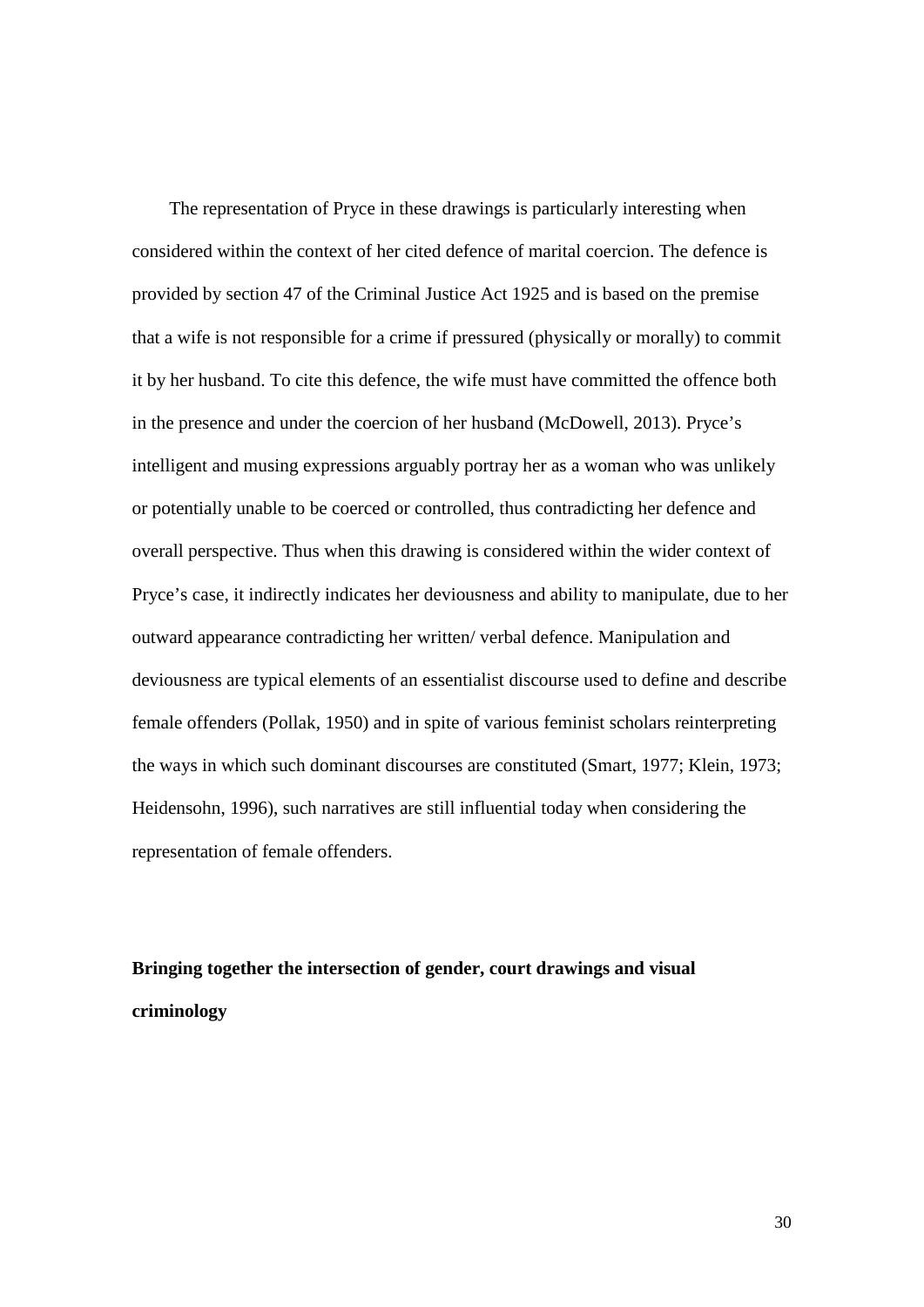The representation of Pryce in these drawings is particularly interesting when considered within the context of her cited defence of marital coercion. The defence is provided by section 47 of the Criminal Justice Act 1925 and is based on the premise that a wife is not responsible for a crime if pressured (physically or morally) to commit it by her husband. To cite this defence, the wife must have committed the offence both in the presence and under the coercion of her husband (McDowell, 2013). Pryce's intelligent and musing expressions arguably portray her as a woman who was unlikely or potentially unable to be coerced or controlled, thus contradicting her defence and overall perspective. Thus when this drawing is considered within the wider context of Pryce's case, it indirectly indicates her deviousness and ability to manipulate, due to her outward appearance contradicting her written/ verbal defence. Manipulation and deviousness are typical elements of an essentialist discourse used to define and describe female offenders (Pollak, 1950) and in spite of various feminist scholars reinterpreting the ways in which such dominant discourses are constituted (Smart, 1977; Klein, 1973; Heidensohn, 1996), such narratives are still influential today when considering the representation of female offenders.

## Bringing together the intersection of gender, court drawings and visual criminology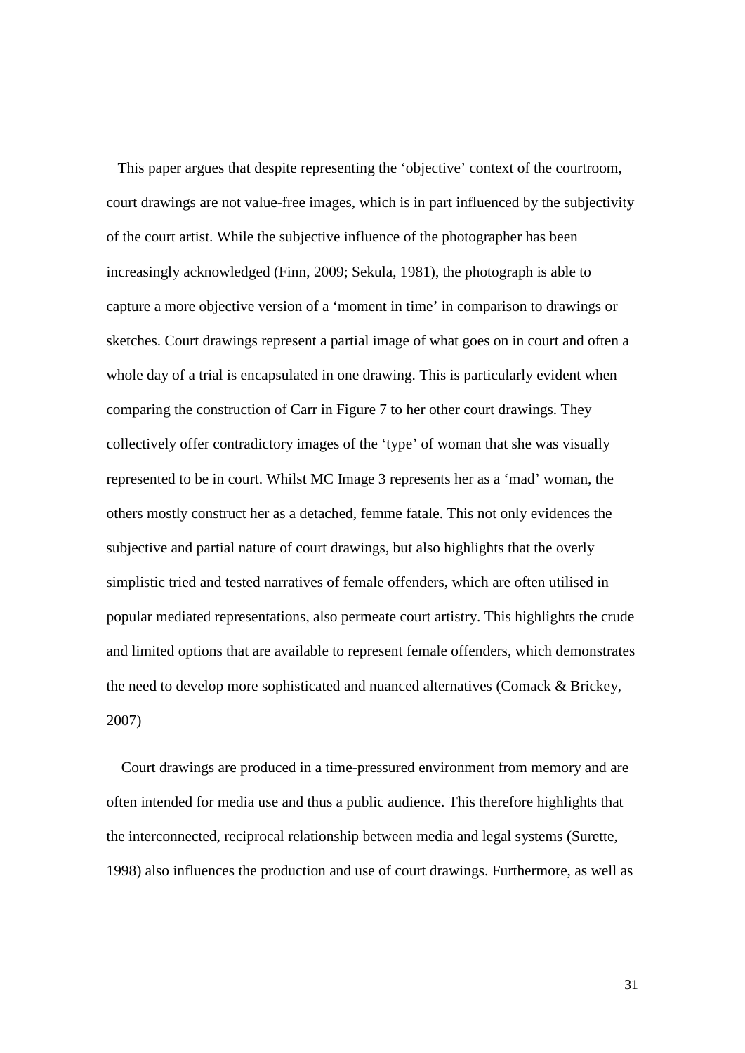This paper argues that despite representing the 'objective' context of the courtroom, court drawings are not value-free images, which is in part influenced by the subjectivity of the court artist. While the subjective influence of the photographer has been increasingly acknowledged (Finn, 2009; Sekula, 1981), the photograph is able to capture a more objective version of a 'moment in time' in comparison to drawings or sketches. Court drawings represent a partial image of what goes on in court and often a whole day of a trial is encapsulated in one drawing. This is particularly evident when comparing the construction of Carr in Figure 7 to her other court drawings. They collectively offer contradictory images of the 'type' of woman that she was visually represented to be in court. Whilst MC Image 3 represents her as a 'mad' woman, the others mostly construct her as a detached, femme fatale. This not only evidences the subjective and partial nature of court drawings, but also highlights that the overly simplistic tried and tested narratives of female offenders, which are often utilised in popular mediated representations, also permeate court artistry. This highlights the crude and limited options that are available to represent female offenders, which demonstrates the need to develop more sophisticated and nuanced alternatives (Comack & Brickey, 2007)

Court drawings are produced in a time-pressured environment from memory and are often intended for media use and thus a public audience. This therefore highlights that the interconnected, reciprocal relationship between media and legal systems (Surette, 1998) also influences the production and use of court drawings. Furthermore, as well as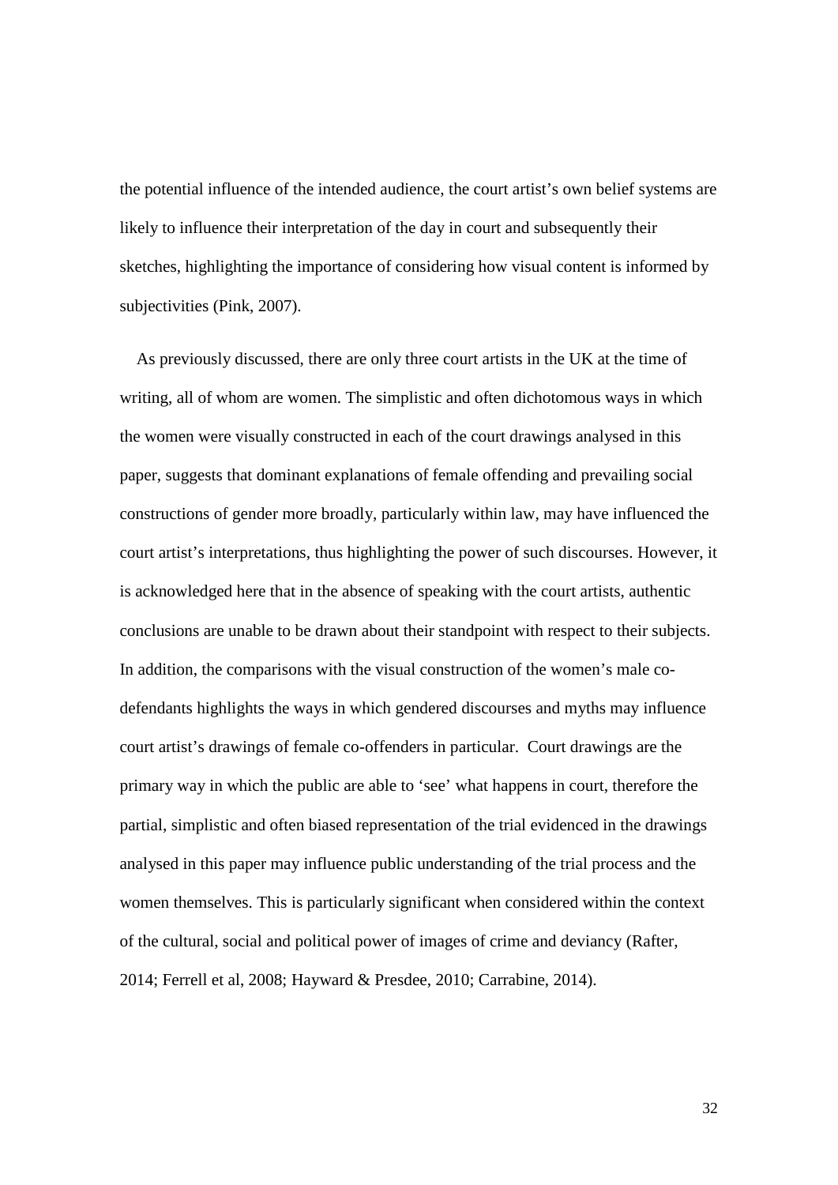the potential influence of the intended audience, the court artist's own belief systems are likely to influence their interpretation of the day in court and subsequently their sketches, highlighting the importance of considering how visual content is informed by subjectivities (Pink, 2007).

As previously discussed, there are only three court artists in the UK at the time of writing, all of whom are women. The simplistic and often dichotomous ways in which the women were visually constructed in each of the court drawings analysed in this paper, suggests that dominant explanations of female offending and prevailing social constructions of gender more broadly, particularly within law, may have influenced the court artist's interpretations, thus highlighting the power of such discourses. However, it is acknowledged here that in the absence of speaking with the court artists, authentic conclusions are unable to be drawn about their standpoint with respect to their subjects. In addition, the comparisons with the visual construction of the women's male co-defendants highlights the ways in which gendered discourses and myths may influence court artist's drawings of female co-offenders in particular. Court drawings are the primary way in which the public are able to 'see' what happens in court, therefore the partial, simplistic and often biased representation of the trial evidenced in the drawings analysed in this paper may influence public understanding of the trial process and the women themselves. This is particularly significant when considered within the context of the cultural, social and political power of images of crime and deviancy (Rafter, 2014; Ferrell et al, 2008; Hayward & Presdee, 2010; Carrabine, 2014).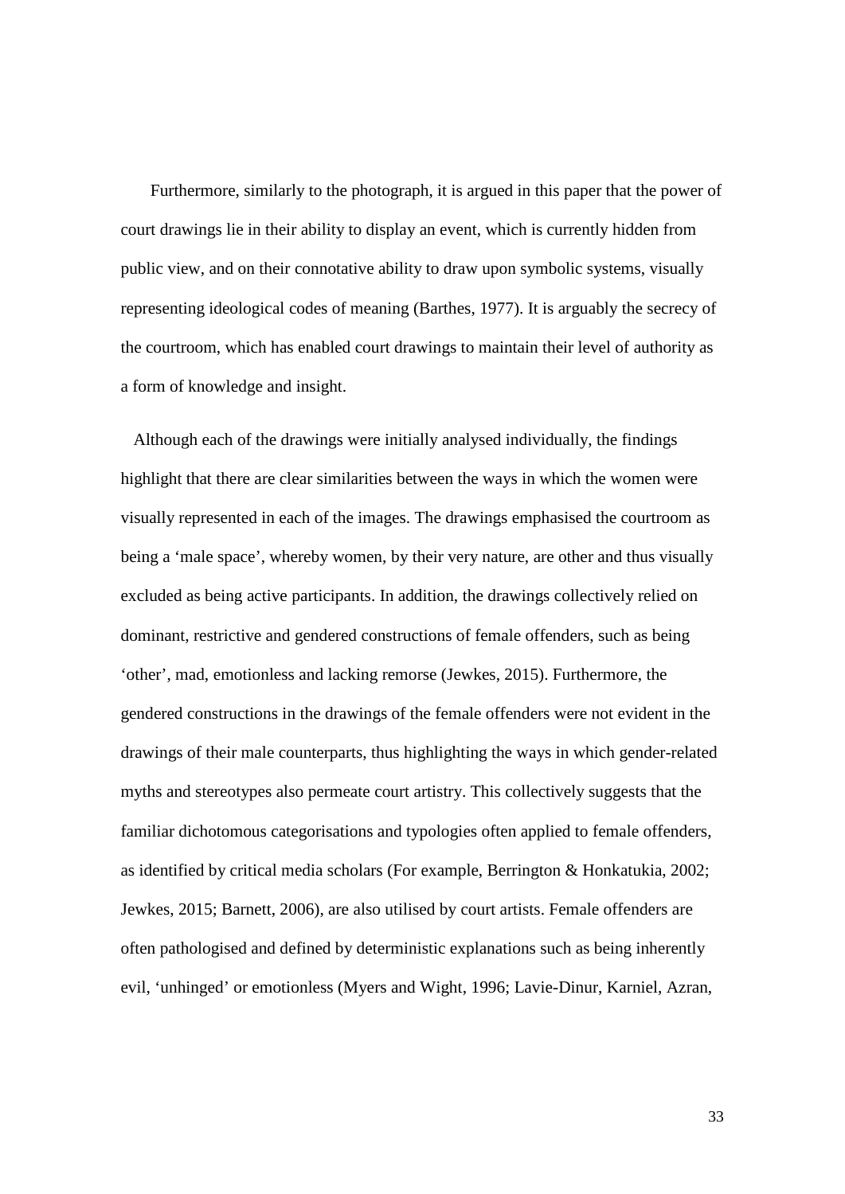Furthermore, similarly to the photograph, it is argued in this paper that the power of court drawings lie in their ability to display an event, which is currently hidden from public view, and on their connotative ability to draw upon symbolic systems, visually representing ideological codes of meaning (Barthes, 1977). It is arguably the secrecy of the courtroom, which has enabled court drawings to maintain their level of authority as a form of knowledge and insight.

Although each of the drawings were initially analysed individually, the findings highlight that there are clear similarities between the ways in which the women were visually represented in each of the images. The drawings emphasised the courtroom as being a 'male space', whereby women, by their very nature, are other and thus visually excluded as being active participants. In addition, the drawings collectively relied on dominant, restrictive and gendered constructions of female offenders, such as being 'other', mad, emotionless and lacking remorse (Jewkes, 2015). Furthermore, the gendered constructions in the drawings of the female offenders were not evident in the drawings of their male counterparts, thus highlighting the ways in which gender-related myths and stereotypes also permeate court artistry. This collectively suggests that the familiar dichotomous categorisations and typologies often applied to female offenders, as identified by critical media scholars (For example, Berrington & Honkatukia, 2002; Jewkes, 2015; Barnett, 2006), are also utilised by court artists. Female offenders are often pathologised and defined by deterministic explanations such as being inherently evil, 'unhinged' or emotionless (Myers and Wight, 1996; Lavie-Dinur, Karniel, Azran,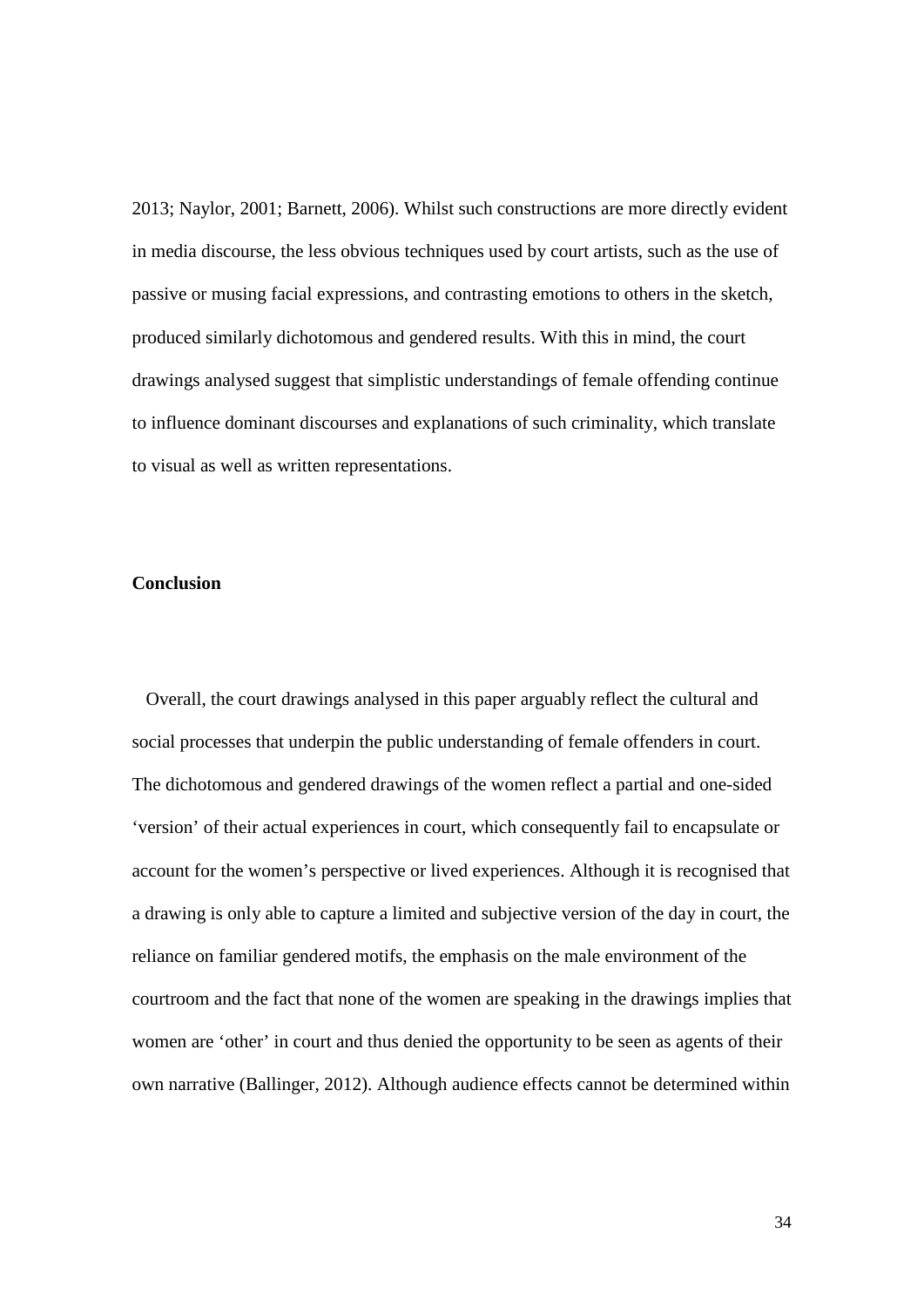2013; Naylor, 2001; Barnett, 2006). Whilst such constructions are more directly evident in media discourse, the less obvious techniques used by court artists, such as the use of passive or musing facial expressions, and contrasting emotions to others in the sketch, produced similarly dichotomous and gendered results. With this in mind, the court drawings analysed suggest that simplistic understandings of female offending continue to influence dominant discourses and explanations of such criminality, which translate to visual as well as written representations.

## Conclusion

Overall, the court drawings analysed in this paper arguably reflect the cultural and social processes that underpin the public understanding of female offenders in court. The dichotomous and gendered drawings of the women reflect a partial and one-sided 'version' of their actual experiences in court, which consequently fail to encapsulate or account for the women's perspective or lived experiences. Although it is recognised that a drawing is only able to capture a limited and subjective version of the day in court, the reliance on familiar gendered motifs, the emphasis on the male environment of the courtroom and the fact that none of the women are speaking in the drawings implies that women are 'other' in court and thus denied the opportunity to be seen as agents of their own narrative (Ballinger, 2012). Although audience effects cannot be determined within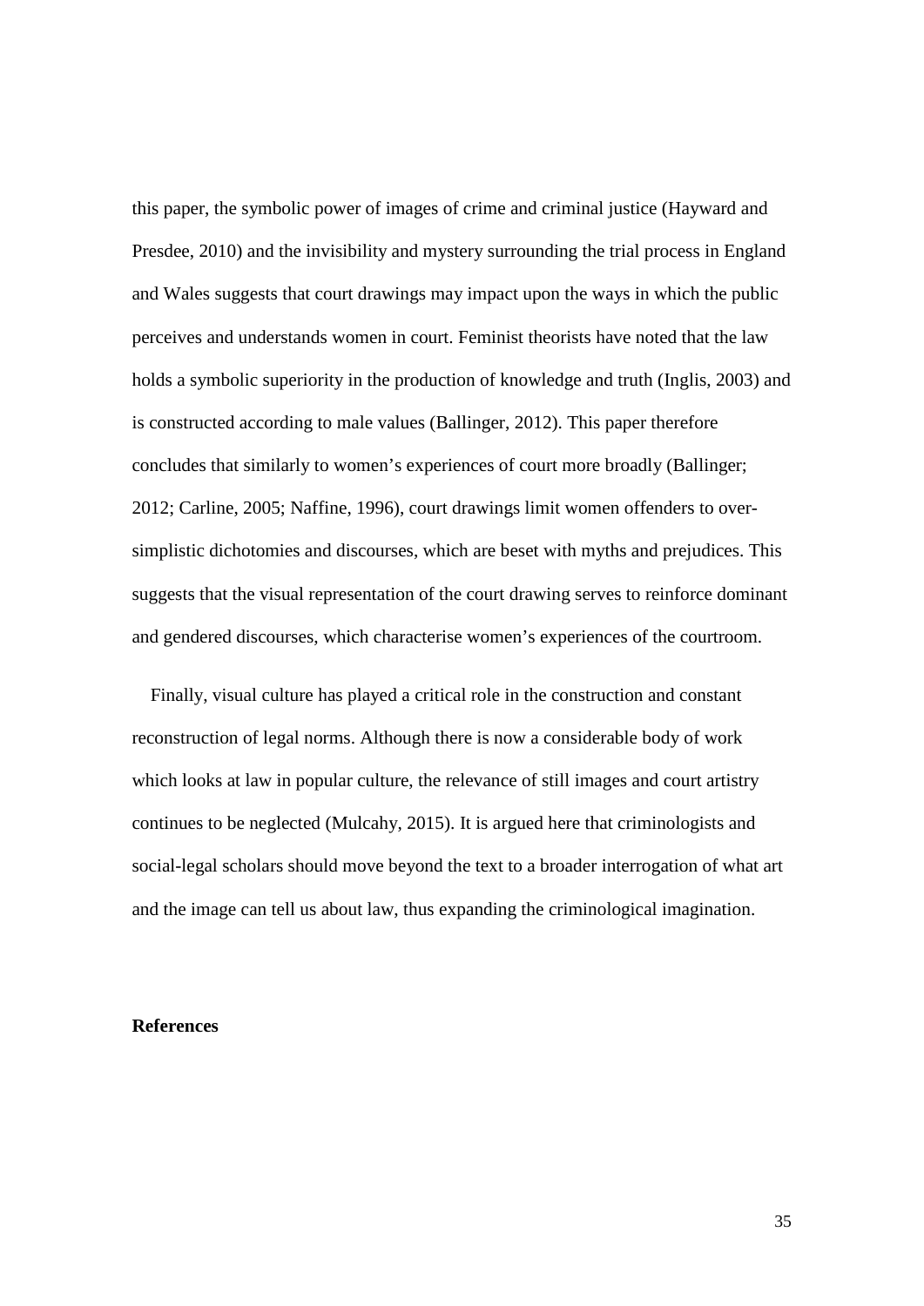this paper, the symbolic power of images of crime and criminal justice (Hayward and Presdee, 2010) and the invisibility and mystery surrounding the trial process in England and Wales suggests that court drawings may impact upon the ways in which the public perceives and understands women in court. Feminist theorists have noted that the law holds a symbolic superiority in the production of knowledge and truth (Inglis, 2003) and is constructed according to male values (Ballinger, 2012). This paper therefore concludes that similarly to women's experiences of court more broadly (Ballinger; 2012; Carline, 2005; Naffine, 1996), court drawings limit women offenders to over-simplistic dichotomies and discourses, which are beset with myths and prejudices. This suggests that the visual representation of the court drawing serves to reinforce dominant and gendered discourses, which characterise women's experiences of the courtroom.

Finally, visual culture has played a critical role in the construction and constant reconstruction of legal norms. Although there is now a considerable body of work which looks at law in popular culture, the relevance of still images and court artistry continues to be neglected (Mulcahy, 2015). It is argued here that criminologists and social-legal scholars should move beyond the text to a broader interrogation of what art and the image can tell us about law, thus expanding the criminological imagination.

**References**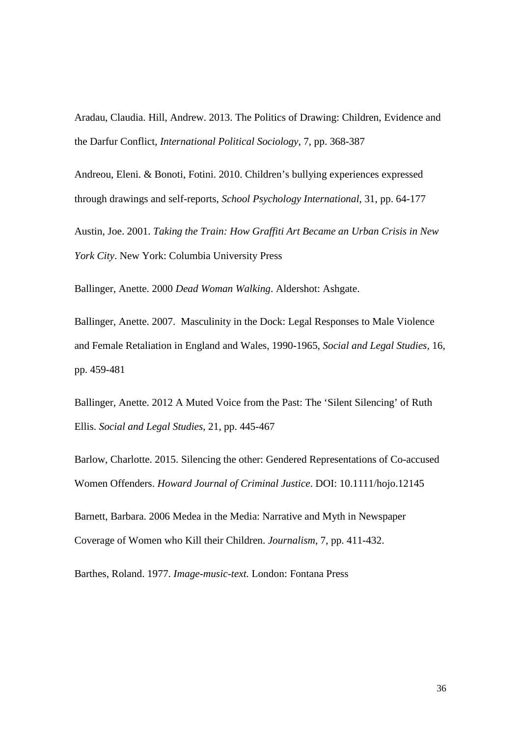Aradau, Claudia. Hill, Andrew. 2013. The Politics of Drawing: Children, Evidence and the Darfur Conflict, *International Political Sociology*, 7, pp. 368-387

Andreou, Eleni. & Bonoti, Fotini. 2010. Children's bullying experiences expressed through drawings and self-reports, *School Psychology International*, 31, pp. 64-177

Austin, Joe. 2001. *Taking the Train: How Graffiti Art Became an Urban Crisis in New York City*. New York: Columbia University Press

Ballinger, Anette. 2000 *Dead Woman Walking*. Aldershot: Ashgate.

Ballinger, Anette. 2007. Masculinity in the Dock: Legal Responses to Male Violence and Female Retaliation in England and Wales, 1990-1965, *Social and Legal Studies*, 16, pp. 459-481

Ballinger, Anette. 2012 A Muted Voice from the Past: The 'Silent Silencing' of Ruth Ellis. *Social and Legal Studies*, 21, pp. 445-467

Barlow, Charlotte. 2015. Silencing the other: Gendered Representations of Co-accused Women Offenders. *Howard Journal of Criminal Justice*. DOI: 10.1111/hojo.12145

Barnett, Barbara. 2006 Medea in the Media: Narrative and Myth in Newspaper Coverage of Women who Kill their Children. *Journalism*, 7, pp. 411-432.

Barthes, Roland. 1977. *Image-music-text.* London: Fontana Press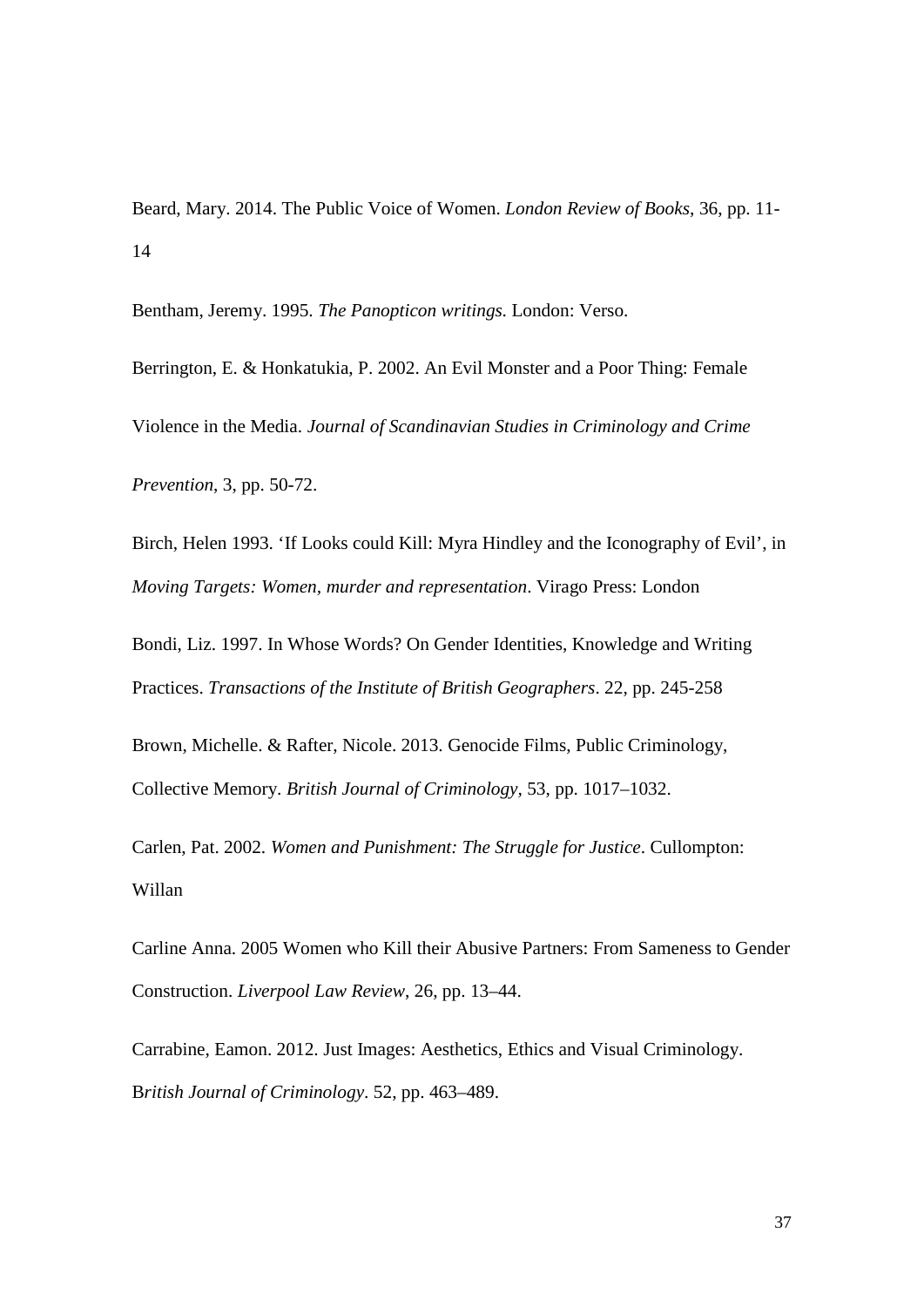Beard, Mary. 2014. The Public Voice of Women. *London Review of Books*, 36, pp. 11-14

Bentham, Jeremy. 1995. *The Panopticon writings.* London: Verso.

Berrington, E. & Honkatukia, P. 2002. An Evil Monster and a Poor Thing: Female Violence in the Media. *Journal of Scandinavian Studies in Criminology and Crime Prevention*, 3, pp. 50-72.

Birch, Helen 1993. 'If Looks could Kill: Myra Hindley and the Iconography of Evil', in *Moving Targets: Women, murder and representation*. Virago Press: London

Bondi, Liz. 1997. In Whose Words? On Gender Identities, Knowledge and Writing Practices. *Transactions of the Institute of British Geographers*. 22, pp. 245-258

Brown, Michelle. & Rafter, Nicole. 2013. Genocide Films, Public Criminology, Collective Memory. *British Journal of Criminology,* 53, pp. 1017–1032.

Carlen, Pat. 2002. *Women and Punishment: The Struggle for Justice*. Cullompton: Willan

Carline Anna. 2005 Women who Kill their Abusive Partners: From Sameness to Gender Construction. *Liverpool Law Review*, 26, pp. 13–44.

Carrabine, Eamon. 2012. Just Images: Aesthetics, Ethics and Visual Criminology. B*ritish Journal of Criminology*. 52, pp. 463–489.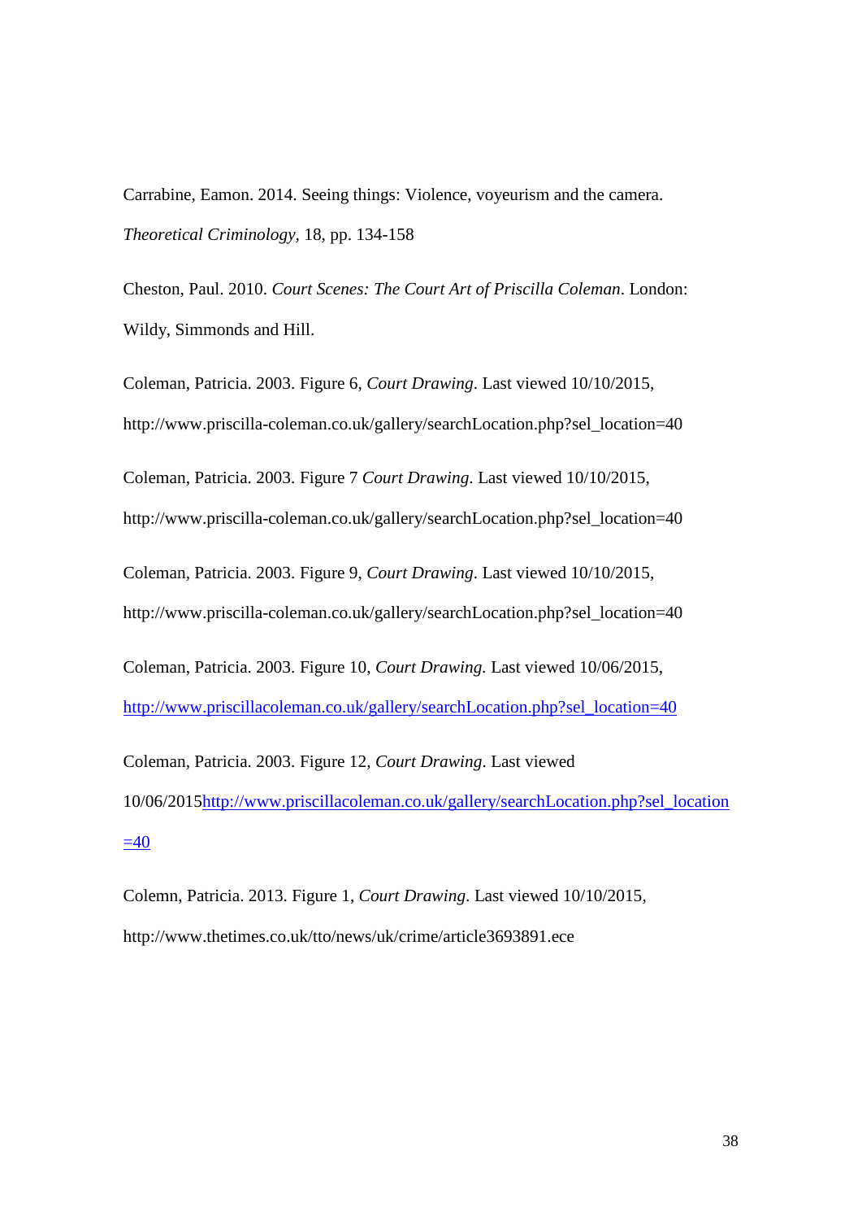Carrabine, Eamon. 2014. Seeing things: Violence, voyeurism and the camera. *Theoretical Criminology*, 18, pp. 134-158

Cheston, Paul. 2010. *Court Scenes: The Court Art of Priscilla Coleman*. London: Wildy, Simmonds and Hill.

Coleman, Patricia. 2003. Figure 6, *Court Drawing*. Last viewed 10/10/2015, http://www.priscilla-coleman.co.uk/gallery/searchLocation.php?sel_location=40

Coleman, Patricia. 2003. Figure 7 *Court Drawing*. Last viewed 10/10/2015, http://www.priscilla-coleman.co.uk/gallery/searchLocation.php?sel_location=40

Coleman, Patricia. 2003. Figure 9, *Court Drawing*. Last viewed 10/10/2015, http://www.priscilla-coleman.co.uk/gallery/searchLocation.php?sel_location=40

Coleman, Patricia. 2003. Figure 10, *Court Drawing.* Last viewed 10/06/2015, http://www.priscillacoleman.co.uk/gallery/searchLocation.php?sel_location=40

Coleman, Patricia. 2003. Figure 12, *Court Drawing*. Last viewed 10/06/2015http://www.priscillacoleman.co.uk/gallery/searchLocation.php?sel_location=40

Colemn, Patricia. 2013. Figure 1, *Court Drawing*. Last viewed 10/10/2015, http://www.thetimes.co.uk/tto/news/uk/crime/article3693891.ece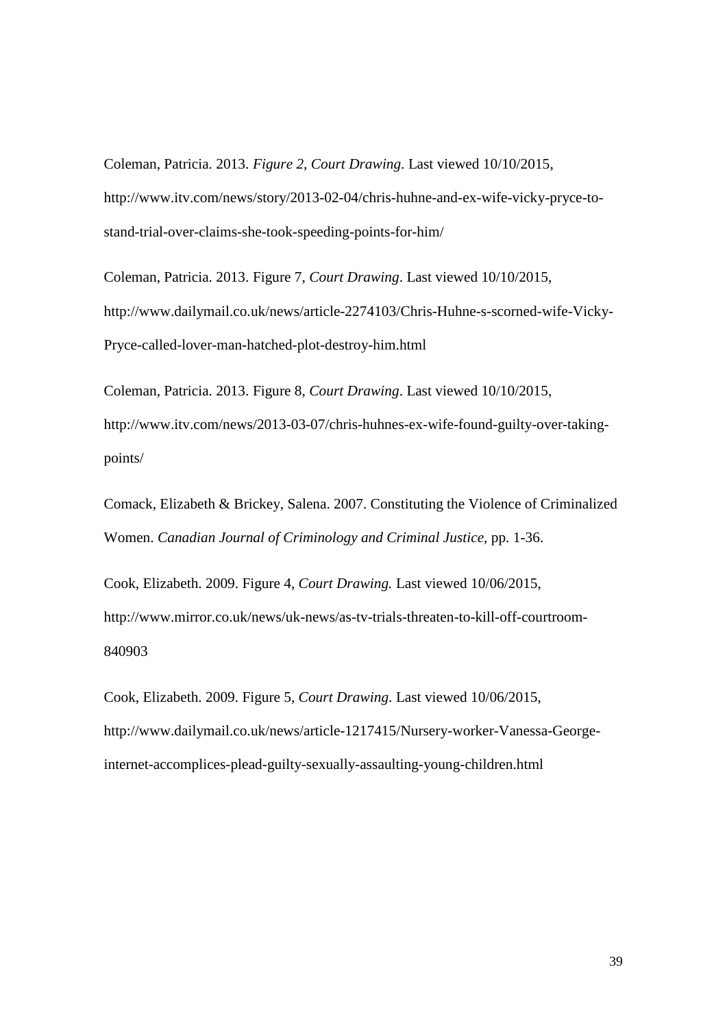Coleman, Patricia. 2013. *Figure 2*, *Court Drawing*. Last viewed 10/10/2015, http://www.itv.com/news/story/2013-02-04/chris-huhne-and-ex-wife-vicky-pryce-to-stand-trial-over-claims-she-took-speeding-points-for-him/

Coleman, Patricia. 2013. Figure 7, *Court Drawing*. Last viewed 10/10/2015, http://www.dailymail.co.uk/news/article-2274103/Chris-Huhne-s-scorned-wife-Vicky-Pryce-called-lover-man-hatched-plot-destroy-him.html

Coleman, Patricia. 2013. Figure 8, *Court Drawing*. Last viewed 10/10/2015, http://www.itv.com/news/2013-03-07/chris-huhnes-ex-wife-found-guilty-over-taking-points/

Comack, Elizabeth & Brickey, Salena. 2007. Constituting the Violence of Criminalized Women. *Canadian Journal of Criminology and Criminal Justice*, pp. 1-36.

Cook, Elizabeth. 2009. Figure 4, *Court Drawing.* Last viewed 10/06/2015, http://www.mirror.co.uk/news/uk-news/as-tv-trials-threaten-to-kill-off-courtroom-840903

Cook, Elizabeth. 2009. Figure 5, *Court Drawing*. Last viewed 10/06/2015, http://www.dailymail.co.uk/news/article-1217415/Nursery-worker-Vanessa-George-internet-accomplices-plead-guilty-sexually-assaulting-young-children.html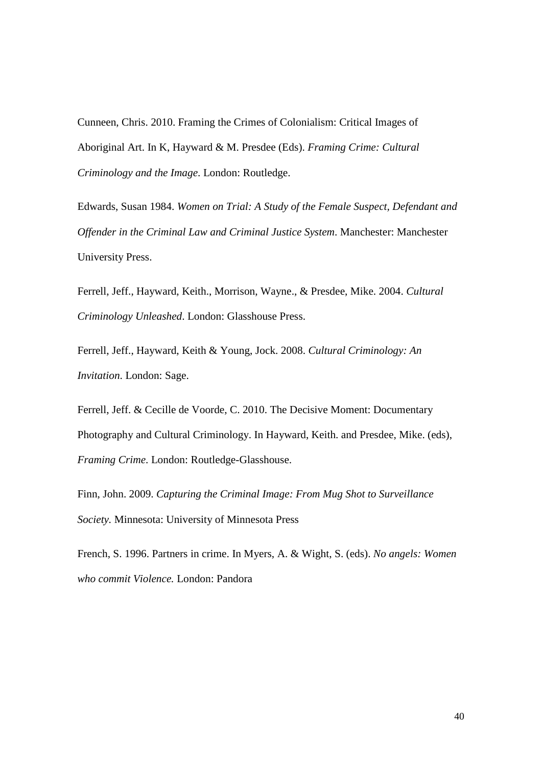Cunneen, Chris. 2010. Framing the Crimes of Colonialism: Critical Images of Aboriginal Art. In K, Hayward & M. Presdee (Eds). *Framing Crime: Cultural Criminology and the Image*. London: Routledge.

Edwards, Susan 1984. *Women on Trial: A Study of the Female Suspect, Defendant and Offender in the Criminal Law and Criminal Justice System*. Manchester: Manchester University Press.

Ferrell, Jeff., Hayward, Keith., Morrison, Wayne., & Presdee, Mike. 2004. *Cultural Criminology Unleashed*. London: Glasshouse Press.

Ferrell, Jeff., Hayward, Keith & Young, Jock. 2008. *Cultural Criminology: An Invitation*. London: Sage.

Ferrell, Jeff. & Cecille de Voorde, C. 2010. The Decisive Moment: Documentary Photography and Cultural Criminology. In Hayward, Keith. and Presdee, Mike. (eds), *Framing Crime*. London: Routledge-Glasshouse.

Finn, John. 2009. *Capturing the Criminal Image: From Mug Shot to Surveillance Society.* Minnesota: University of Minnesota Press

French, S. 1996. Partners in crime. In Myers, A. & Wight, S. (eds). *No angels: Women who commit Violence.* London: Pandora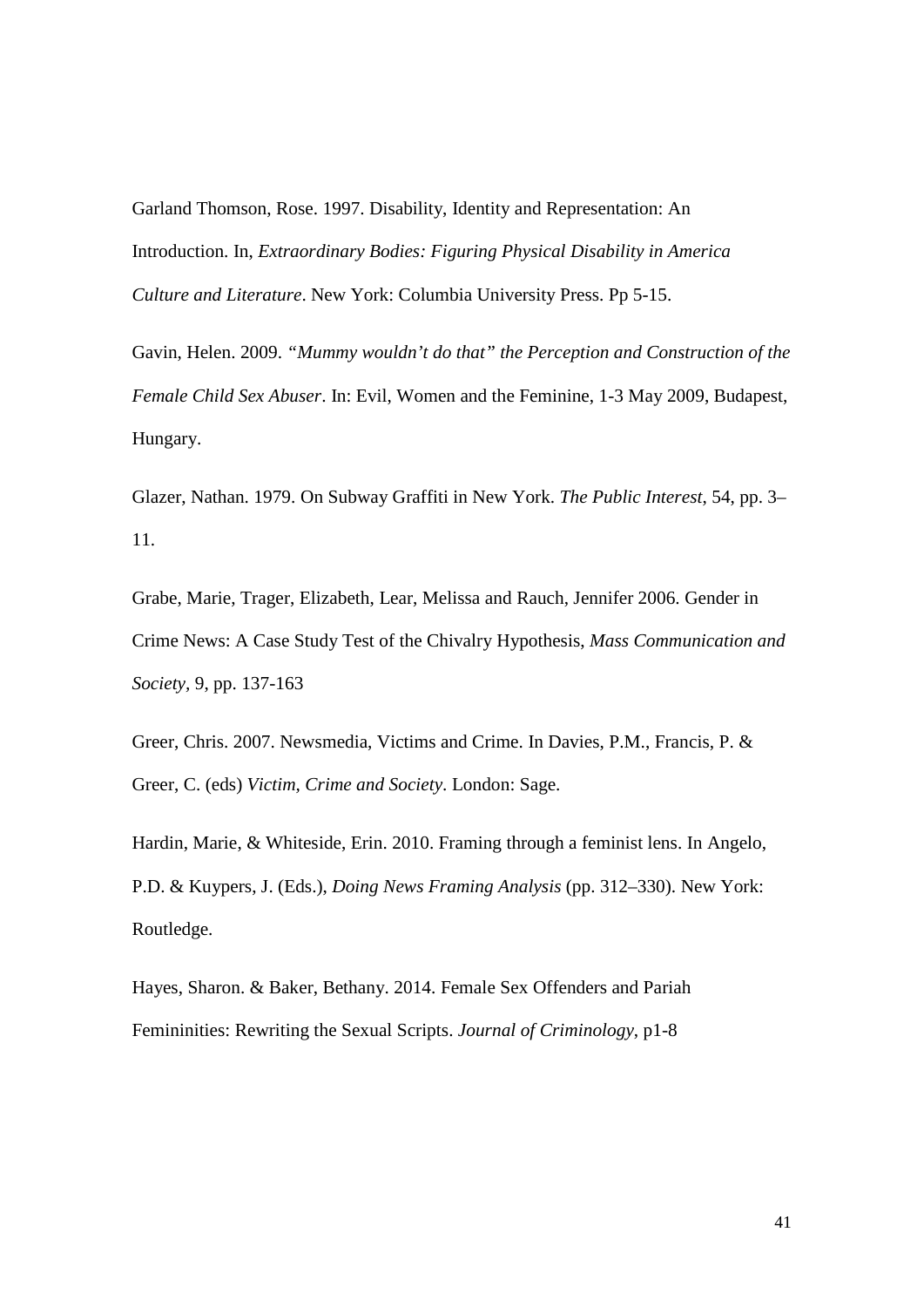Garland Thomson, Rose. 1997. Disability, Identity and Representation: An Introduction. In, *Extraordinary Bodies: Figuring Physical Disability in America Culture and Literature*. New York: Columbia University Press. Pp 5-15.

Gavin, Helen. 2009. *"Mummy wouldn't do that" the Perception and Construction of the Female Child Sex Abuser*. In: Evil, Women and the Feminine, 1-3 May 2009, Budapest, Hungary.

Glazer, Nathan. 1979. On Subway Graffiti in New York. *The Public Interest*, 54, pp. 3–11.

Grabe, Marie, Trager, Elizabeth, Lear, Melissa and Rauch, Jennifer 2006. Gender in Crime News: A Case Study Test of the Chivalry Hypothesis, *Mass Communication and Society*, 9, pp. 137-163

Greer, Chris. 2007. Newsmedia, Victims and Crime. In Davies, P.M., Francis, P. & Greer, C. (eds) *Victim, Crime and Society*. London: Sage.

Hardin, Marie, & Whiteside, Erin. 2010. Framing through a feminist lens. In Angelo, P.D. & Kuypers, J. (Eds.), *Doing News Framing Analysis* (pp. 312–330). New York: Routledge.

Hayes, Sharon. & Baker, Bethany. 2014. Female Sex Offenders and Pariah Femininities: Rewriting the Sexual Scripts. *Journal of Criminology*, p1-8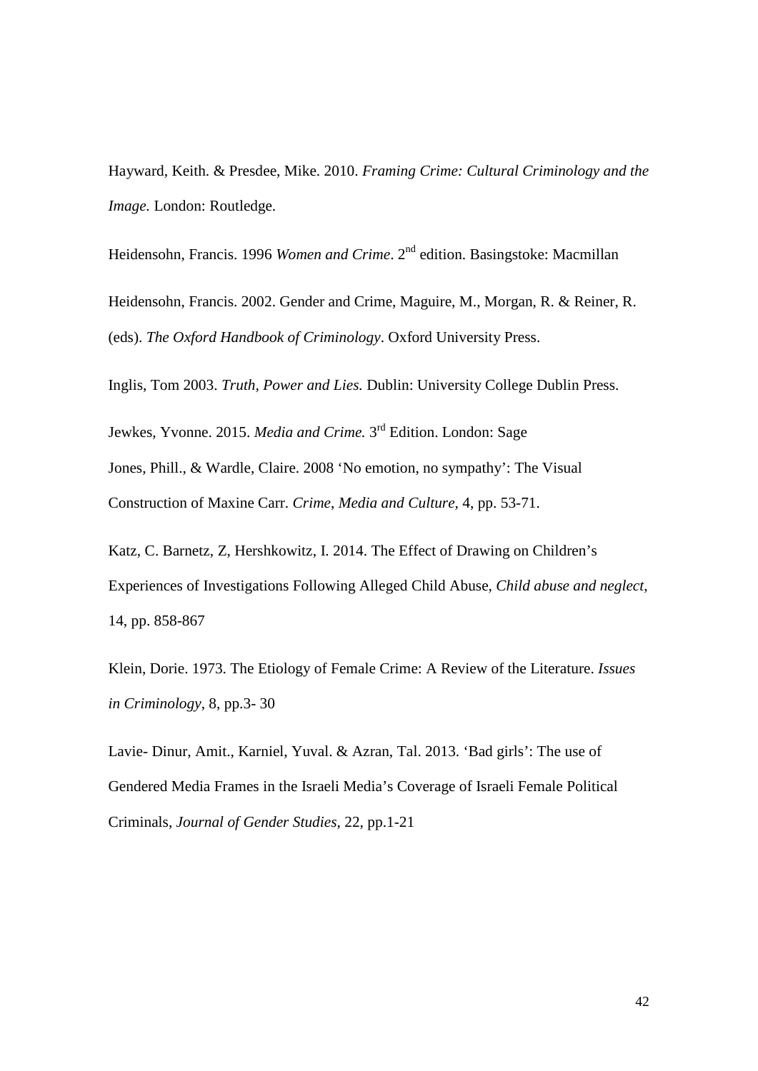Hayward, Keith. & Presdee, Mike. 2010. *Framing Crime: Cultural Criminology and the Image.* London: Routledge.

Heidensohn, Francis. 1996 *Women and Crime*. 2nd edition. Basingstoke: Macmillan

Heidensohn, Francis. 2002. Gender and Crime, Maguire, M., Morgan, R. & Reiner, R. (eds). *The Oxford Handbook of Criminology*. Oxford University Press.

Inglis, Tom 2003. *Truth, Power and Lies.* Dublin: University College Dublin Press.

Jewkes, Yvonne. 2015. *Media and Crime.* 3rd Edition. London: Sage

Jones, Phill., & Wardle, Claire. 2008 'No emotion, no sympathy': The Visual Construction of Maxine Carr. *Crime, Media and Culture,* 4, pp. 53-71.

Katz, C. Barnetz, Z, Hershkowitz, I. 2014. The Effect of Drawing on Children's Experiences of Investigations Following Alleged Child Abuse, *Child abuse and neglect*, 14, pp. 858-867

Klein, Dorie. 1973. The Etiology of Female Crime: A Review of the Literature. *Issues in Criminology*, 8, pp.3- 30

Lavie- Dinur, Amit., Karniel, Yuval. & Azran, Tal. 2013. 'Bad girls': The use of Gendered Media Frames in the Israeli Media's Coverage of Israeli Female Political Criminals, *Journal of Gender Studies*, 22, pp.1-21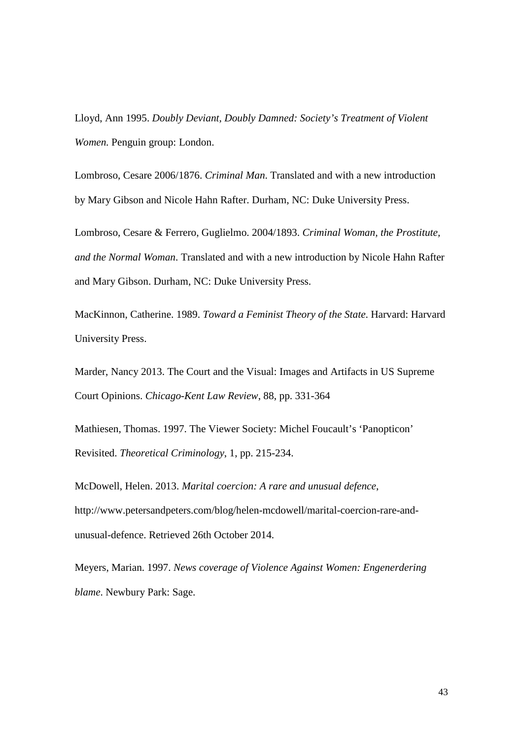Lloyd, Ann 1995. *Doubly Deviant, Doubly Damned: Society's Treatment of Violent Women.* Penguin group: London.

Lombroso, Cesare 2006/1876. *Criminal Man*. Translated and with a new introduction by Mary Gibson and Nicole Hahn Rafter. Durham, NC: Duke University Press.

Lombroso, Cesare & Ferrero, Guglielmo. 2004/1893. *Criminal Woman, the Prostitute, and the Normal Woman*. Translated and with a new introduction by Nicole Hahn Rafter and Mary Gibson. Durham, NC: Duke University Press.

MacKinnon, Catherine. 1989. *Toward a Feminist Theory of the State.* Harvard: Harvard University Press.

Marder, Nancy 2013. The Court and the Visual: Images and Artifacts in US Supreme Court Opinions. *Chicago-Kent Law Review*, 88, pp. 331-364

Mathiesen, Thomas. 1997. The Viewer Society: Michel Foucault's 'Panopticon' Revisited. *Theoretical Criminology*, 1, pp. 215-234.

McDowell, Helen. 2013. *Marital coercion: A rare and unusual defence*, http://www.petersandpeters.com/blog/helen-mcdowell/marital-coercion-rare-and-unusual-defence. Retrieved 26th October 2014.

Meyers, Marian. 1997. *News coverage of Violence Against Women: Engenerdering blame*. Newbury Park: Sage.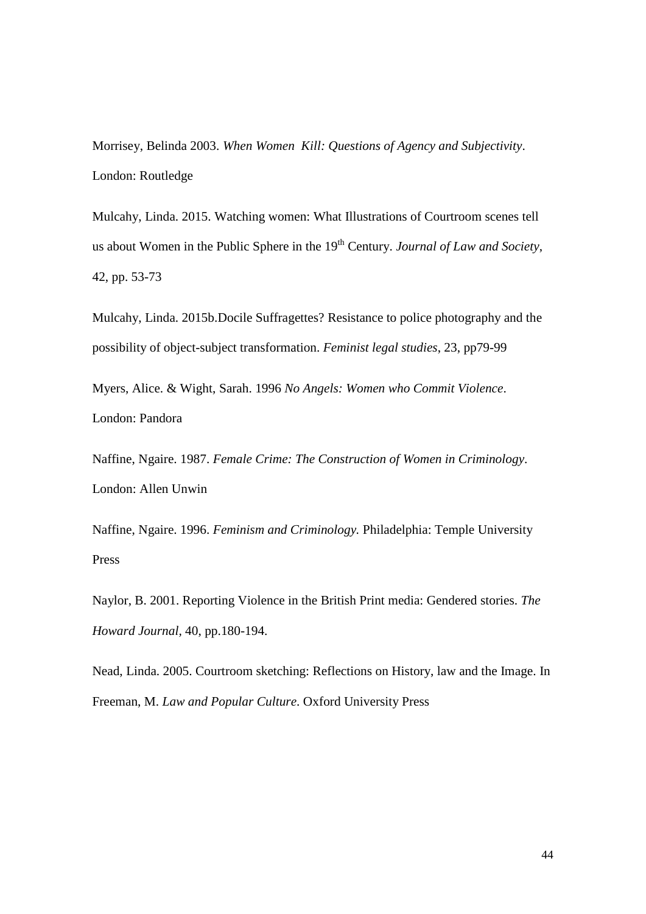Morrisey, Belinda 2003. *When Women  Kill: Questions of Agency and Subjectivity*. London: Routledge

Mulcahy, Linda. 2015. Watching women: What Illustrations of Courtroom scenes tell us about Women in the Public Sphere in the 19th Century. *Journal of Law and Society*, 42, pp. 53-73

Mulcahy, Linda. 2015b.Docile Suffragettes? Resistance to police photography and the possibility of object-subject transformation. *Feminist legal studies*, 23, pp79-99

Myers, Alice. & Wight, Sarah. 1996 *No Angels: Women who Commit Violence*. London: Pandora

Naffine, Ngaire. 1987. *Female Crime: The Construction of Women in Criminology*. London: Allen Unwin

Naffine, Ngaire. 1996. *Feminism and Criminology.* Philadelphia: Temple University Press

Naylor, B. 2001. Reporting Violence in the British Print media: Gendered stories. *The Howard Journal*, 40, pp.180-194.

Nead, Linda. 2005. Courtroom sketching: Reflections on History, law and the Image. In Freeman, M. *Law and Popular Culture*. Oxford University Press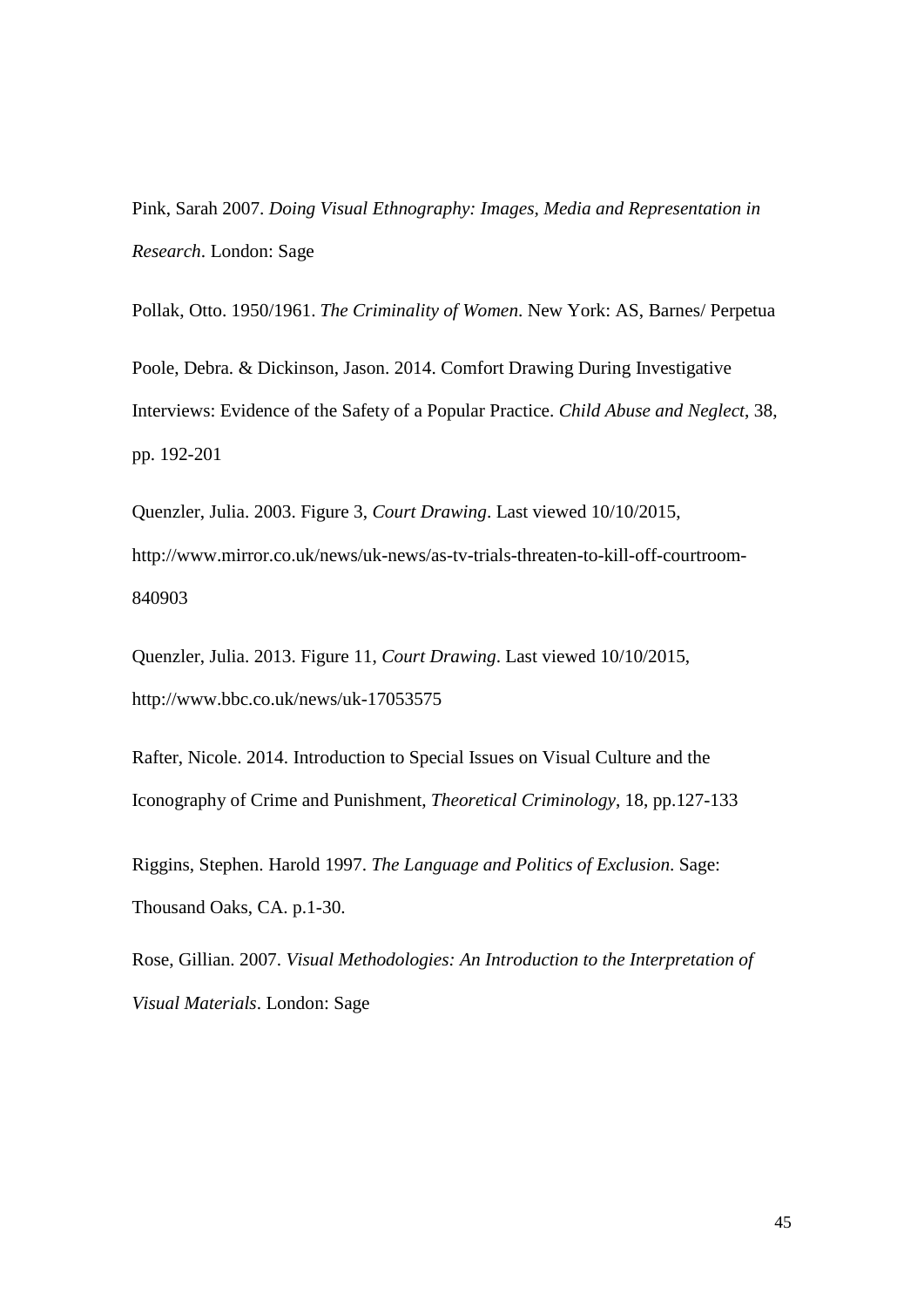Pink, Sarah 2007. *Doing Visual Ethnography: Images, Media and Representation in Research*. London: Sage

Pollak, Otto. 1950/1961. *The Criminality of Women*. New York: AS, Barnes/ Perpetua

Poole, Debra. & Dickinson, Jason. 2014. Comfort Drawing During Investigative Interviews: Evidence of the Safety of a Popular Practice. *Child Abuse and Neglect*, 38, pp. 192-201

Quenzler, Julia. 2003. Figure 3, *Court Drawing*. Last viewed 10/10/2015, http://www.mirror.co.uk/news/uk-news/as-tv-trials-threaten-to-kill-off-courtroom-840903

Quenzler, Julia. 2013. Figure 11, *Court Drawing*. Last viewed 10/10/2015, http://www.bbc.co.uk/news/uk-17053575

Rafter, Nicole. 2014. Introduction to Special Issues on Visual Culture and the Iconography of Crime and Punishment, *Theoretical Criminology*, 18, pp.127-133

Riggins, Stephen. Harold 1997. *The Language and Politics of Exclusion*. Sage: Thousand Oaks, CA. p.1-30.

Rose, Gillian. 2007. *Visual Methodologies: An Introduction to the Interpretation of Visual Materials*. London: Sage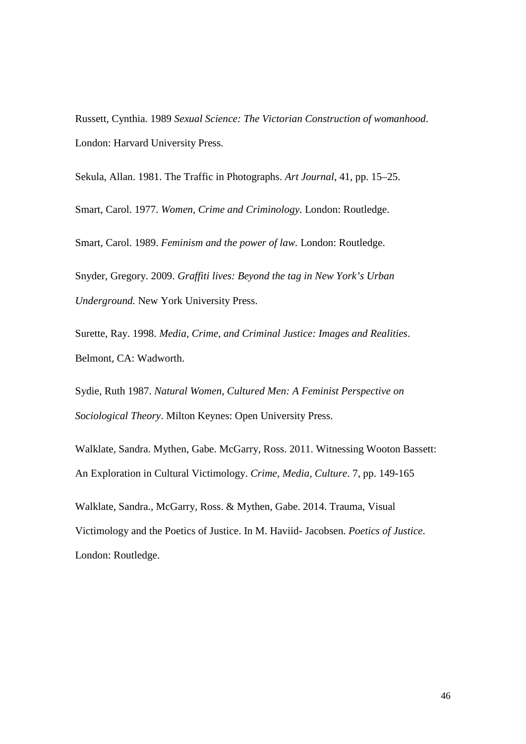Russett, Cynthia. 1989 *Sexual Science: The Victorian Construction of womanhood*. London: Harvard University Press.

Sekula, Allan. 1981. The Traffic in Photographs. *Art Journal*, 41, pp. 15–25.

Smart, Carol. 1977. *Women, Crime and Criminology*. London: Routledge.

Smart, Carol. 1989. *Feminism and the power of law.* London: Routledge.

Snyder, Gregory. 2009. *Graffiti lives: Beyond the tag in New York's Urban Underground.* New York University Press.

Surette, Ray. 1998. *Media, Crime, and Criminal Justice: Images and Realities*. Belmont, CA: Wadworth.

Sydie, Ruth 1987. *Natural Women, Cultured Men: A Feminist Perspective on Sociological Theory*. Milton Keynes: Open University Press.

Walklate, Sandra. Mythen, Gabe. McGarry, Ross. 2011. Witnessing Wooton Bassett: An Exploration in Cultural Victimology. *Crime, Media, Culture*. 7, pp. 149-165

Walklate, Sandra., McGarry, Ross. & Mythen, Gabe. 2014. Trauma, Visual Victimology and the Poetics of Justice. In M. Haviid- Jacobsen. *Poetics of Justice*. London: Routledge.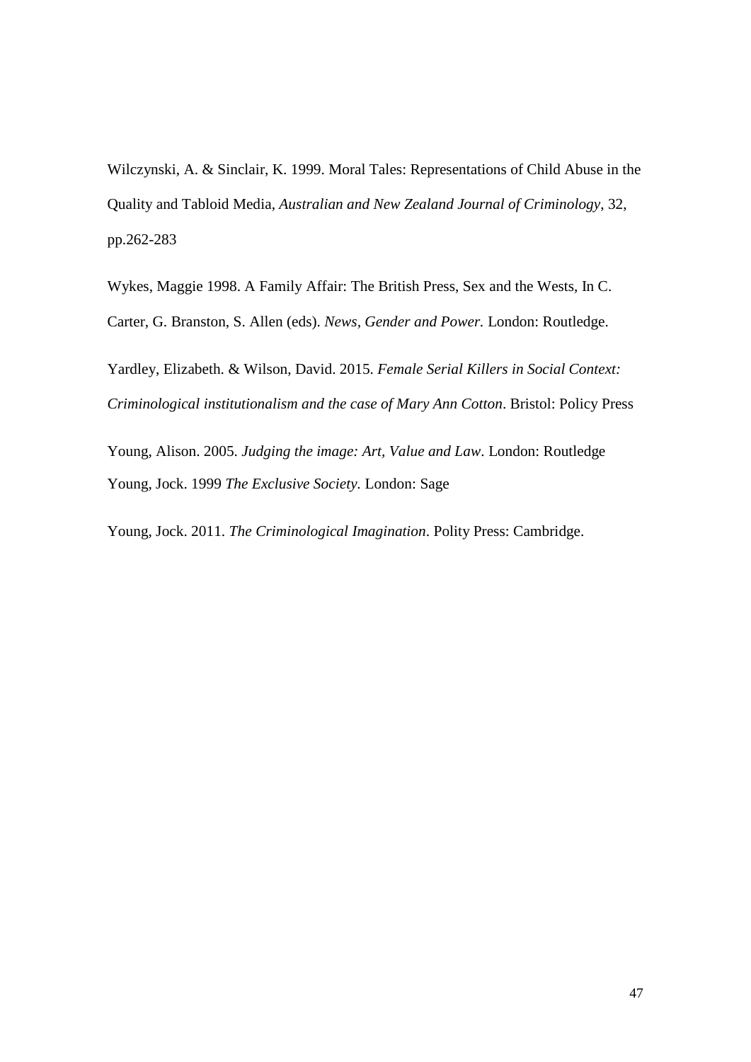Wilczynski, A. & Sinclair, K. 1999. Moral Tales: Representations of Child Abuse in the Quality and Tabloid Media, *Australian and New Zealand Journal of Criminology*, 32, pp.262-283

Wykes, Maggie 1998. A Family Affair: The British Press, Sex and the Wests, In C. Carter, G. Branston, S. Allen (eds). *News, Gender and Power.* London: Routledge.

Yardley, Elizabeth. & Wilson, David. 2015. *Female Serial Killers in Social Context: Criminological institutionalism and the case of Mary Ann Cotton*. Bristol: Policy Press

Young, Alison. 2005. *Judging the image: Art, Value and Law*. London: Routledge

Young, Jock. 1999 *The Exclusive Society.* London: Sage

Young, Jock. 2011. *The Criminological Imagination*. Polity Press: Cambridge.